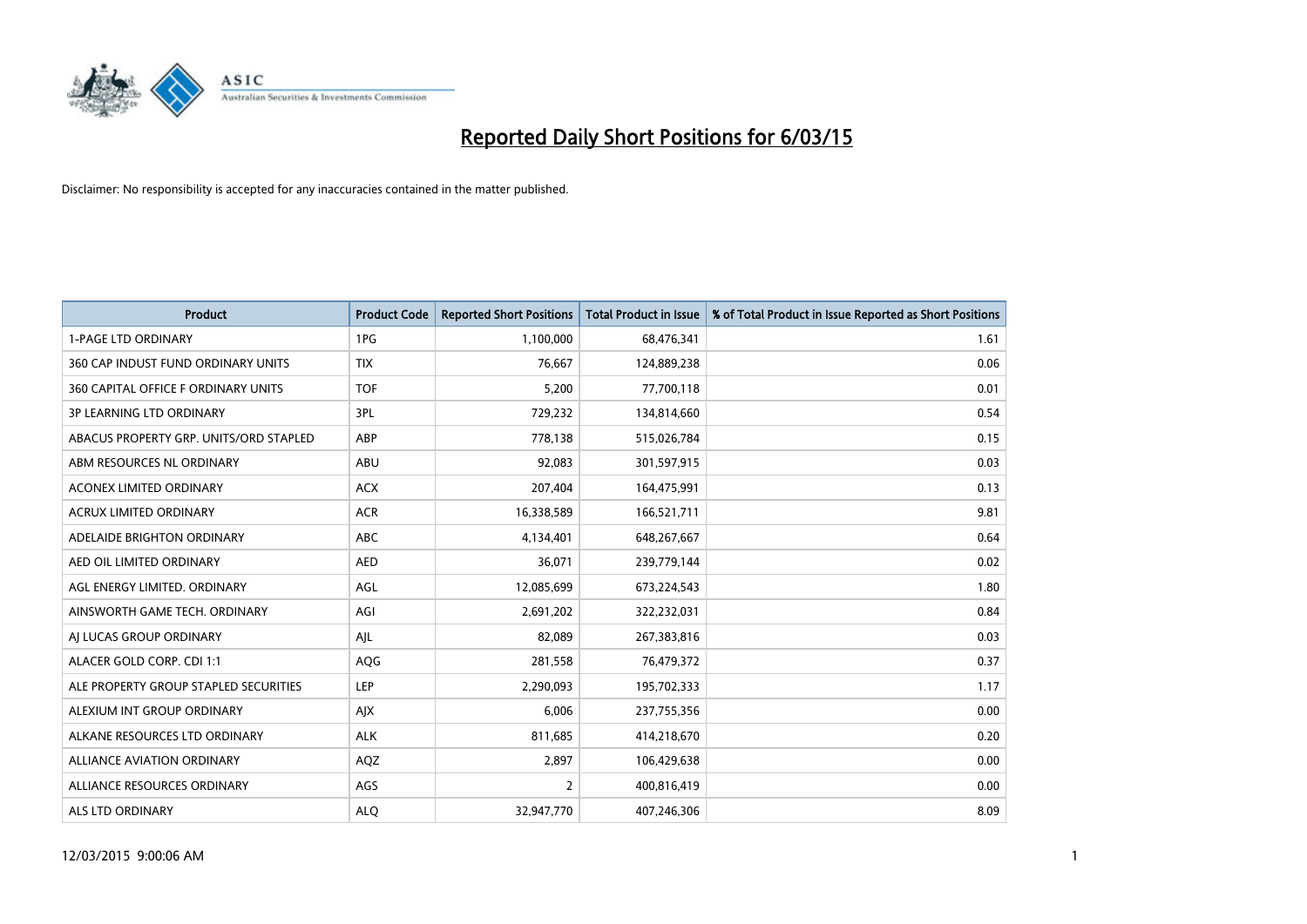# Reported Daily Short Positions for 6/03/15

Disclaimer: No responsibility is accepted for any inaccuracies contained in the matter published.

| Product | Product Code | Reported Short Positions | Total Product in Issue | % of Total Product in Issue Reported as Short Positions |
| --- | --- | --- | --- | --- |
| 1-PAGE LTD ORDINARY | 1PG | 1,100,000 | 68,476,341 | 1.61 |
| 360 CAP INDUST FUND ORDINARY UNITS | TIX | 76,667 | 124,889,238 | 0.06 |
| 360 CAPITAL OFFICE F ORDINARY UNITS | TOF | 5,200 | 77,700,118 | 0.01 |
| 3P LEARNING LTD ORDINARY | 3PL | 729,232 | 134,814,660 | 0.54 |
| ABACUS PROPERTY GRP. UNITS/ORD STAPLED | ABP | 778,138 | 515,026,784 | 0.15 |
| ABM RESOURCES NL ORDINARY | ABU | 92,083 | 301,597,915 | 0.03 |
| ACONEX LIMITED ORDINARY | ACX | 207,404 | 164,475,991 | 0.13 |
| ACRUX LIMITED ORDINARY | ACR | 16,338,589 | 166,521,711 | 9.81 |
| ADELAIDE BRIGHTON ORDINARY | ABC | 4,134,401 | 648,267,667 | 0.64 |
| AED OIL LIMITED ORDINARY | AED | 36,071 | 239,779,144 | 0.02 |
| AGL ENERGY LIMITED. ORDINARY | AGL | 12,085,699 | 673,224,543 | 1.80 |
| AINSWORTH GAME TECH. ORDINARY | AGI | 2,691,202 | 322,232,031 | 0.84 |
| AJ LUCAS GROUP ORDINARY | AJL | 82,089 | 267,383,816 | 0.03 |
| ALACER GOLD CORP. CDI 1:1 | AQG | 281,558 | 76,479,372 | 0.37 |
| ALE PROPERTY GROUP STAPLED SECURITIES | LEP | 2,290,093 | 195,702,333 | 1.17 |
| ALEXIUM INT GROUP ORDINARY | AJX | 6,006 | 237,755,356 | 0.00 |
| ALKANE RESOURCES LTD ORDINARY | ALK | 811,685 | 414,218,670 | 0.20 |
| ALLIANCE AVIATION ORDINARY | AQZ | 2,897 | 106,429,638 | 0.00 |
| ALLIANCE RESOURCES ORDINARY | AGS | 2 | 400,816,419 | 0.00 |
| ALS LTD ORDINARY | ALQ | 32,947,770 | 407,246,306 | 8.09 |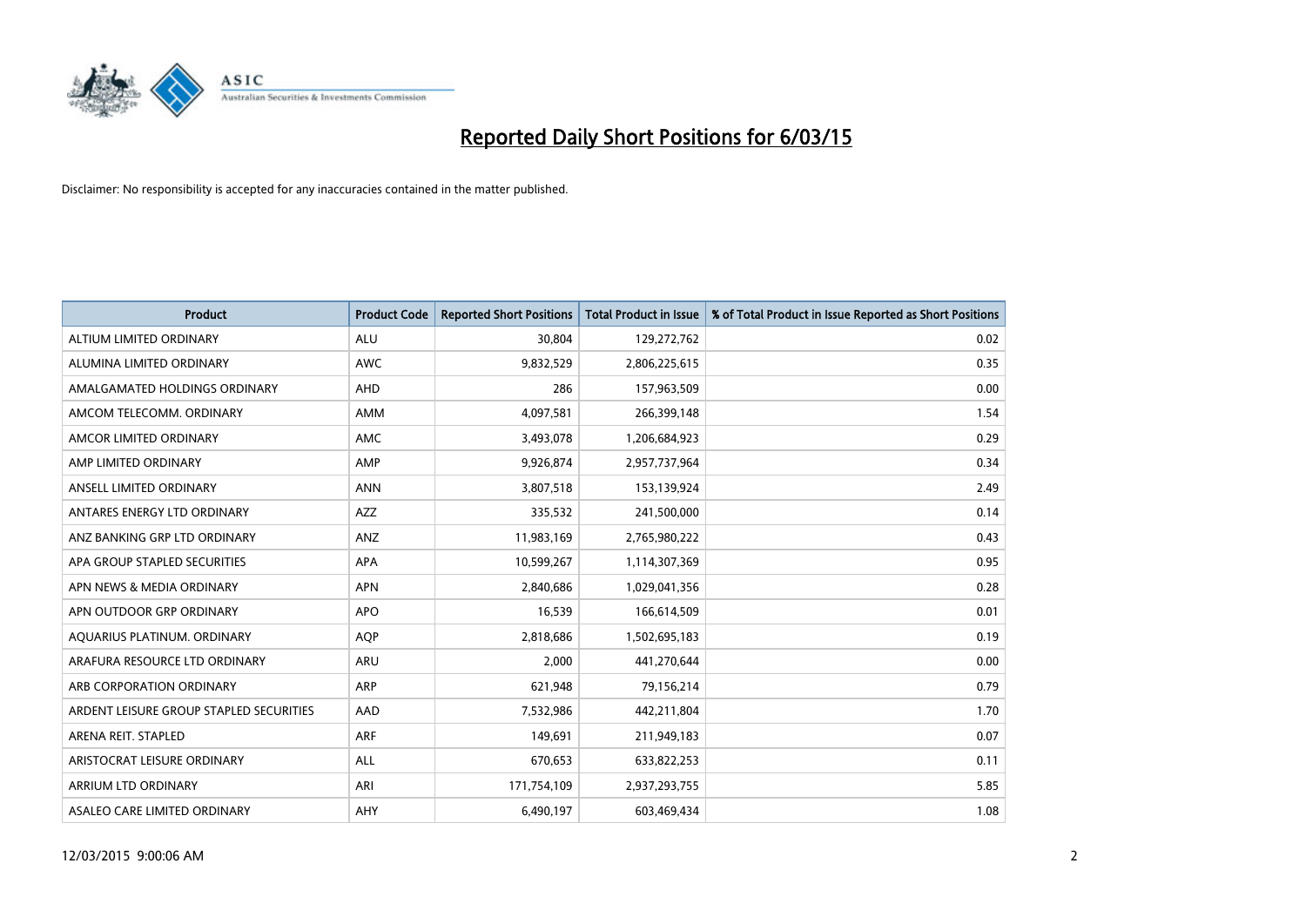# Reported Daily Short Positions for 6/03/15

Disclaimer: No responsibility is accepted for any inaccuracies contained in the matter published.

| Product | Product Code | Reported Short Positions | Total Product in Issue | % of Total Product in Issue Reported as Short Positions |
|---|---|---|---|---|
| ALTIUM LIMITED ORDINARY | ALU | 30,804 | 129,272,762 | 0.02 |
| ALUMINA LIMITED ORDINARY | AWC | 9,832,529 | 2,806,225,615 | 0.35 |
| AMALGAMATED HOLDINGS ORDINARY | AHD | 286 | 157,963,509 | 0.00 |
| AMCOM TELECOMM. ORDINARY | AMM | 4,097,581 | 266,399,148 | 1.54 |
| AMCOR LIMITED ORDINARY | AMC | 3,493,078 | 1,206,684,923 | 0.29 |
| AMP LIMITED ORDINARY | AMP | 9,926,874 | 2,957,737,964 | 0.34 |
| ANSELL LIMITED ORDINARY | ANN | 3,807,518 | 153,139,924 | 2.49 |
| ANTARES ENERGY LTD ORDINARY | AZZ | 335,532 | 241,500,000 | 0.14 |
| ANZ BANKING GRP LTD ORDINARY | ANZ | 11,983,169 | 2,765,980,222 | 0.43 |
| APA GROUP STAPLED SECURITIES | APA | 10,599,267 | 1,114,307,369 | 0.95 |
| APN NEWS & MEDIA ORDINARY | APN | 2,840,686 | 1,029,041,356 | 0.28 |
| APN OUTDOOR GRP ORDINARY | APO | 16,539 | 166,614,509 | 0.01 |
| AQUARIUS PLATINUM. ORDINARY | AQP | 2,818,686 | 1,502,695,183 | 0.19 |
| ARAFURA RESOURCE LTD ORDINARY | ARU | 2,000 | 441,270,644 | 0.00 |
| ARB CORPORATION ORDINARY | ARP | 621,948 | 79,156,214 | 0.79 |
| ARDENT LEISURE GROUP STAPLED SECURITIES | AAD | 7,532,986 | 442,211,804 | 1.70 |
| ARENA REIT. STAPLED | ARF | 149,691 | 211,949,183 | 0.07 |
| ARISTOCRAT LEISURE ORDINARY | ALL | 670,653 | 633,822,253 | 0.11 |
| ARRIUM LTD ORDINARY | ARI | 171,754,109 | 2,937,293,755 | 5.85 |
| ASALEO CARE LIMITED ORDINARY | AHY | 6,490,197 | 603,469,434 | 1.08 |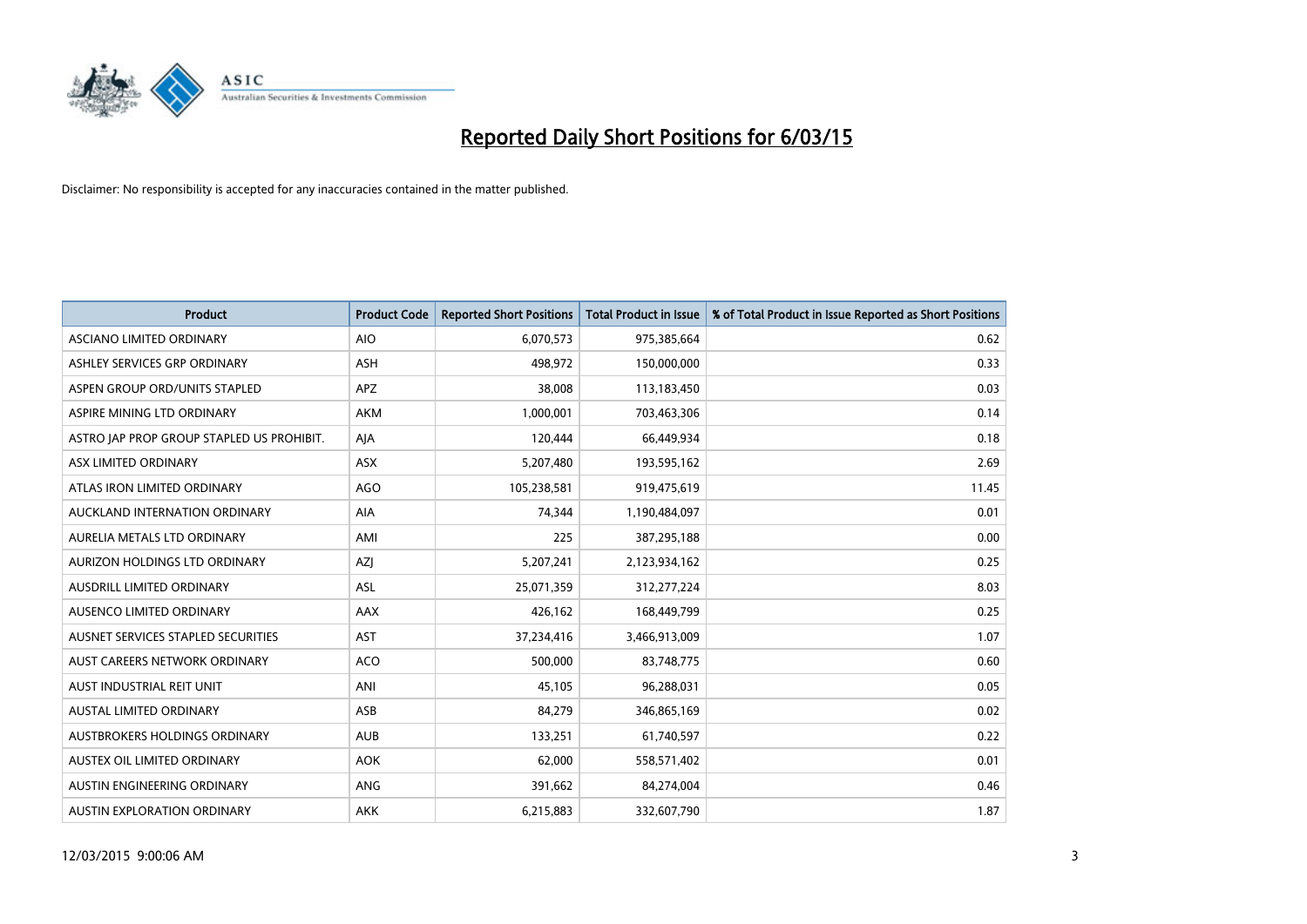# Reported Daily Short Positions for 6/03/15

Disclaimer: No responsibility is accepted for any inaccuracies contained in the matter published.

| Product | Product Code | Reported Short Positions | Total Product in Issue | % of Total Product in Issue Reported as Short Positions |
|---|---|---|---|---|
| ASCIANO LIMITED ORDINARY | AIO | 6,070,573 | 975,385,664 | 0.62 |
| ASHLEY SERVICES GRP ORDINARY | ASH | 498,972 | 150,000,000 | 0.33 |
| ASPEN GROUP ORD/UNITS STAPLED | APZ | 38,008 | 113,183,450 | 0.03 |
| ASPIRE MINING LTD ORDINARY | AKM | 1,000,001 | 703,463,306 | 0.14 |
| ASTRO JAP PROP GROUP STAPLED US PROHIBIT. | AJA | 120,444 | 66,449,934 | 0.18 |
| ASX LIMITED ORDINARY | ASX | 5,207,480 | 193,595,162 | 2.69 |
| ATLAS IRON LIMITED ORDINARY | AGO | 105,238,581 | 919,475,619 | 11.45 |
| AUCKLAND INTERNATION ORDINARY | AIA | 74,344 | 1,190,484,097 | 0.01 |
| AURELIA METALS LTD ORDINARY | AMI | 225 | 387,295,188 | 0.00 |
| AURIZON HOLDINGS LTD ORDINARY | AZJ | 5,207,241 | 2,123,934,162 | 0.25 |
| AUSDRILL LIMITED ORDINARY | ASL | 25,071,359 | 312,277,224 | 8.03 |
| AUSENCO LIMITED ORDINARY | AAX | 426,162 | 168,449,799 | 0.25 |
| AUSNET SERVICES STAPLED SECURITIES | AST | 37,234,416 | 3,466,913,009 | 1.07 |
| AUST CAREERS NETWORK ORDINARY | ACO | 500,000 | 83,748,775 | 0.60 |
| AUST INDUSTRIAL REIT UNIT | ANI | 45,105 | 96,288,031 | 0.05 |
| AUSTAL LIMITED ORDINARY | ASB | 84,279 | 346,865,169 | 0.02 |
| AUSTBROKERS HOLDINGS ORDINARY | AUB | 133,251 | 61,740,597 | 0.22 |
| AUSTEX OIL LIMITED ORDINARY | AOK | 62,000 | 558,571,402 | 0.01 |
| AUSTIN ENGINEERING ORDINARY | ANG | 391,662 | 84,274,004 | 0.46 |
| AUSTIN EXPLORATION ORDINARY | AKK | 6,215,883 | 332,607,790 | 1.87 |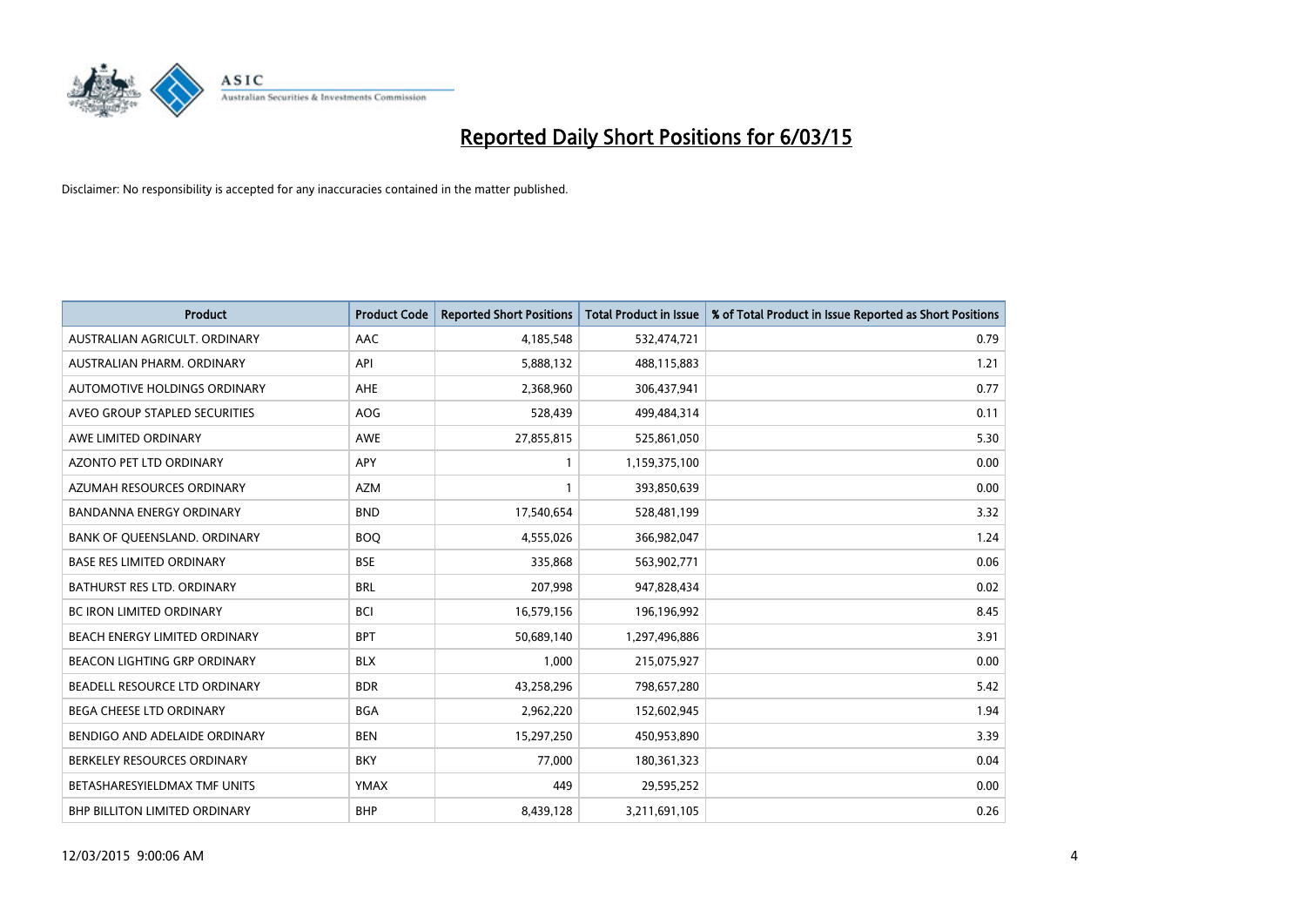# Reported Daily Short Positions for 6/03/15

Disclaimer: No responsibility is accepted for any inaccuracies contained in the matter published.

| Product | Product Code | Reported Short Positions | Total Product in Issue | % of Total Product in Issue Reported as Short Positions |
|---|---|---|---|---|
| AUSTRALIAN AGRICULT. ORDINARY | AAC | 4,185,548 | 532,474,721 | 0.79 |
| AUSTRALIAN PHARM. ORDINARY | API | 5,888,132 | 488,115,883 | 1.21 |
| AUTOMOTIVE HOLDINGS ORDINARY | AHE | 2,368,960 | 306,437,941 | 0.77 |
| AVEO GROUP STAPLED SECURITIES | AOG | 528,439 | 499,484,314 | 0.11 |
| AWE LIMITED ORDINARY | AWE | 27,855,815 | 525,861,050 | 5.30 |
| AZONTO PET LTD ORDINARY | APY | 1 | 1,159,375,100 | 0.00 |
| AZUMAH RESOURCES ORDINARY | AZM | 1 | 393,850,639 | 0.00 |
| BANDANNA ENERGY ORDINARY | BND | 17,540,654 | 528,481,199 | 3.32 |
| BANK OF QUEENSLAND. ORDINARY | BOQ | 4,555,026 | 366,982,047 | 1.24 |
| BASE RES LIMITED ORDINARY | BSE | 335,868 | 563,902,771 | 0.06 |
| BATHURST RES LTD. ORDINARY | BRL | 207,998 | 947,828,434 | 0.02 |
| BC IRON LIMITED ORDINARY | BCI | 16,579,156 | 196,196,992 | 8.45 |
| BEACH ENERGY LIMITED ORDINARY | BPT | 50,689,140 | 1,297,496,886 | 3.91 |
| BEACON LIGHTING GRP ORDINARY | BLX | 1,000 | 215,075,927 | 0.00 |
| BEADELL RESOURCE LTD ORDINARY | BDR | 43,258,296 | 798,657,280 | 5.42 |
| BEGA CHEESE LTD ORDINARY | BGA | 2,962,220 | 152,602,945 | 1.94 |
| BENDIGO AND ADELAIDE ORDINARY | BEN | 15,297,250 | 450,953,890 | 3.39 |
| BERKELEY RESOURCES ORDINARY | BKY | 77,000 | 180,361,323 | 0.04 |
| BETASHARESYIELDMAX TMF UNITS | YMAX | 449 | 29,595,252 | 0.00 |
| BHP BILLITON LIMITED ORDINARY | BHP | 8,439,128 | 3,211,691,105 | 0.26 |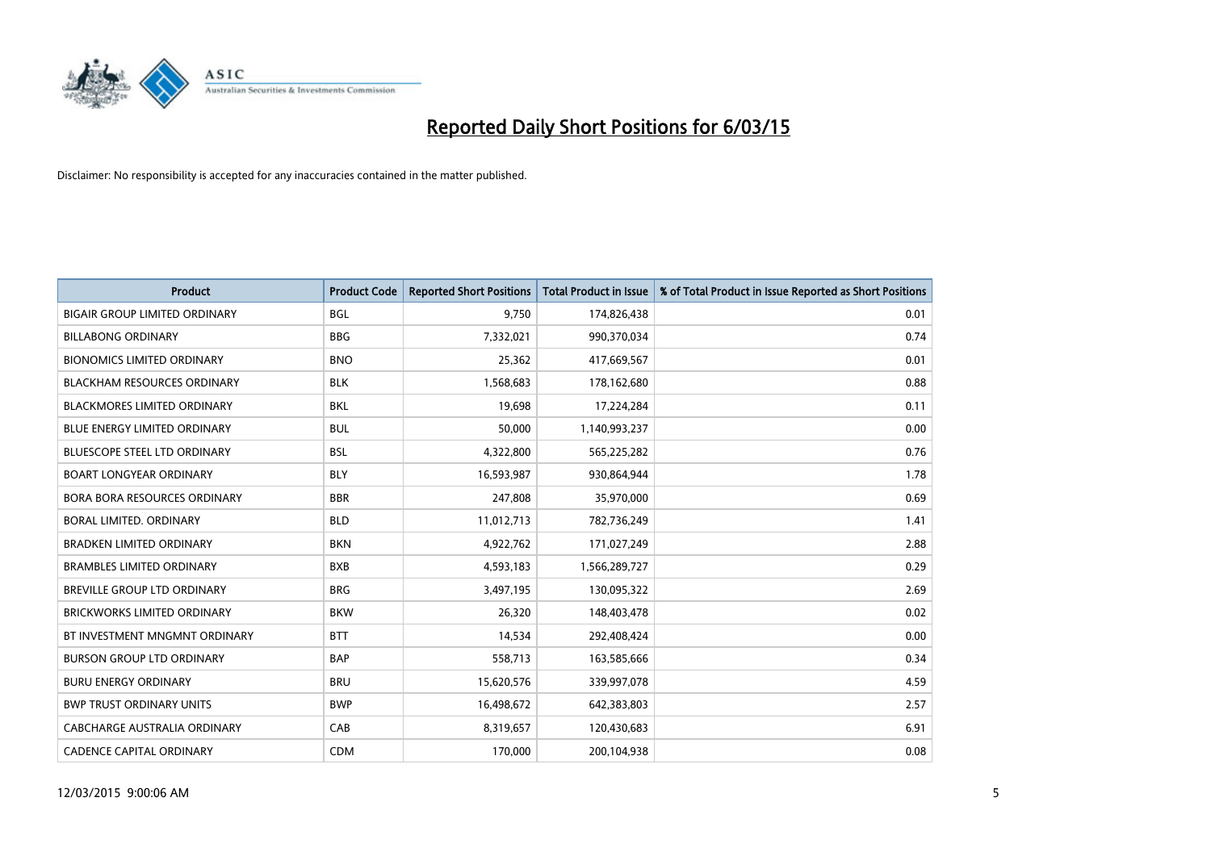# Reported Daily Short Positions for 6/03/15

Disclaimer: No responsibility is accepted for any inaccuracies contained in the matter published.

| Product | Product Code | Reported Short Positions | Total Product in Issue | % of Total Product in Issue Reported as Short Positions |
|---|---|---|---|---|
| BIGAIR GROUP LIMITED ORDINARY | BGL | 9,750 | 174,826,438 | 0.01 |
| BILLABONG ORDINARY | BBG | 7,332,021 | 990,370,034 | 0.74 |
| BIONOMICS LIMITED ORDINARY | BNO | 25,362 | 417,669,567 | 0.01 |
| BLACKHAM RESOURCES ORDINARY | BLK | 1,568,683 | 178,162,680 | 0.88 |
| BLACKMORES LIMITED ORDINARY | BKL | 19,698 | 17,224,284 | 0.11 |
| BLUE ENERGY LIMITED ORDINARY | BUL | 50,000 | 1,140,993,237 | 0.00 |
| BLUESCOPE STEEL LTD ORDINARY | BSL | 4,322,800 | 565,225,282 | 0.76 |
| BOART LONGYEAR ORDINARY | BLY | 16,593,987 | 930,864,944 | 1.78 |
| BORA BORA RESOURCES ORDINARY | BBR | 247,808 | 35,970,000 | 0.69 |
| BORAL LIMITED. ORDINARY | BLD | 11,012,713 | 782,736,249 | 1.41 |
| BRADKEN LIMITED ORDINARY | BKN | 4,922,762 | 171,027,249 | 2.88 |
| BRAMBLES LIMITED ORDINARY | BXB | 4,593,183 | 1,566,289,727 | 0.29 |
| BREVILLE GROUP LTD ORDINARY | BRG | 3,497,195 | 130,095,322 | 2.69 |
| BRICKWORKS LIMITED ORDINARY | BKW | 26,320 | 148,403,478 | 0.02 |
| BT INVESTMENT MNGMNT ORDINARY | BTT | 14,534 | 292,408,424 | 0.00 |
| BURSON GROUP LTD ORDINARY | BAP | 558,713 | 163,585,666 | 0.34 |
| BURU ENERGY ORDINARY | BRU | 15,620,576 | 339,997,078 | 4.59 |
| BWP TRUST ORDINARY UNITS | BWP | 16,498,672 | 642,383,803 | 2.57 |
| CABCHARGE AUSTRALIA ORDINARY | CAB | 8,319,657 | 120,430,683 | 6.91 |
| CADENCE CAPITAL ORDINARY | CDM | 170,000 | 200,104,938 | 0.08 |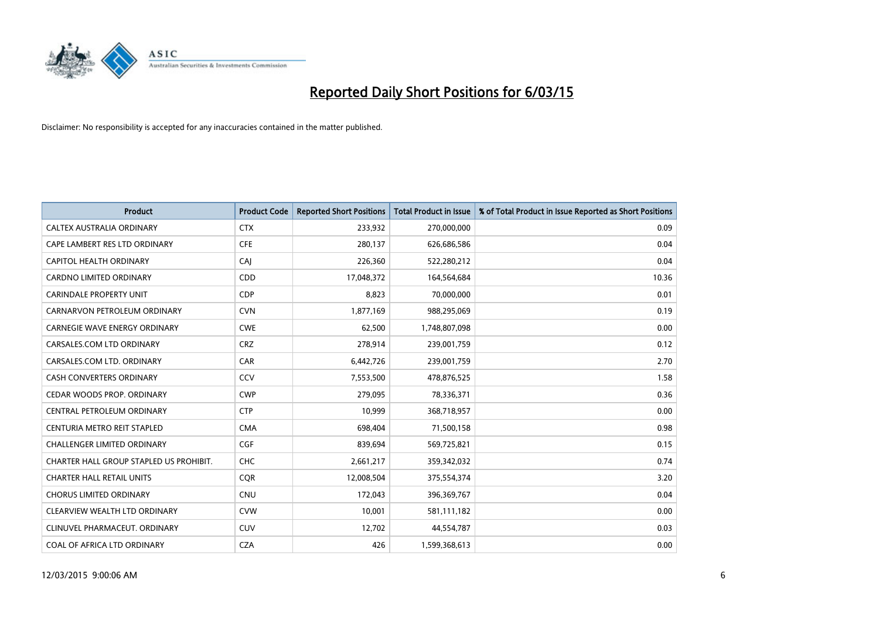# Reported Daily Short Positions for 6/03/15

Disclaimer: No responsibility is accepted for any inaccuracies contained in the matter published.

| Product | Product Code | Reported Short Positions | Total Product in Issue | % of Total Product in Issue Reported as Short Positions |
|---|---|---|---|---|
| CALTEX AUSTRALIA ORDINARY | CTX | 233,932 | 270,000,000 | 0.09 |
| CAPE LAMBERT RES LTD ORDINARY | CFE | 280,137 | 626,686,586 | 0.04 |
| CAPITOL HEALTH ORDINARY | CAJ | 226,360 | 522,280,212 | 0.04 |
| CARDNO LIMITED ORDINARY | CDD | 17,048,372 | 164,564,684 | 10.36 |
| CARINDALE PROPERTY UNIT | CDP | 8,823 | 70,000,000 | 0.01 |
| CARNARVON PETROLEUM ORDINARY | CVN | 1,877,169 | 988,295,069 | 0.19 |
| CARNEGIE WAVE ENERGY ORDINARY | CWE | 62,500 | 1,748,807,098 | 0.00 |
| CARSALES.COM LTD ORDINARY | CRZ | 278,914 | 239,001,759 | 0.12 |
| CARSALES.COM LTD. ORDINARY | CAR | 6,442,726 | 239,001,759 | 2.70 |
| CASH CONVERTERS ORDINARY | CCV | 7,553,500 | 478,876,525 | 1.58 |
| CEDAR WOODS PROP. ORDINARY | CWP | 279,095 | 78,336,371 | 0.36 |
| CENTRAL PETROLEUM ORDINARY | CTP | 10,999 | 368,718,957 | 0.00 |
| CENTURIA METRO REIT STAPLED | CMA | 698,404 | 71,500,158 | 0.98 |
| CHALLENGER LIMITED ORDINARY | CGF | 839,694 | 569,725,821 | 0.15 |
| CHARTER HALL GROUP STAPLED US PROHIBIT. | CHC | 2,661,217 | 359,342,032 | 0.74 |
| CHARTER HALL RETAIL UNITS | CQR | 12,008,504 | 375,554,374 | 3.20 |
| CHORUS LIMITED ORDINARY | CNU | 172,043 | 396,369,767 | 0.04 |
| CLEARVIEW WEALTH LTD ORDINARY | CVW | 10,001 | 581,111,182 | 0.00 |
| CLINUVEL PHARMACEUT. ORDINARY | CUV | 12,702 | 44,554,787 | 0.03 |
| COAL OF AFRICA LTD ORDINARY | CZA | 426 | 1,599,368,613 | 0.00 |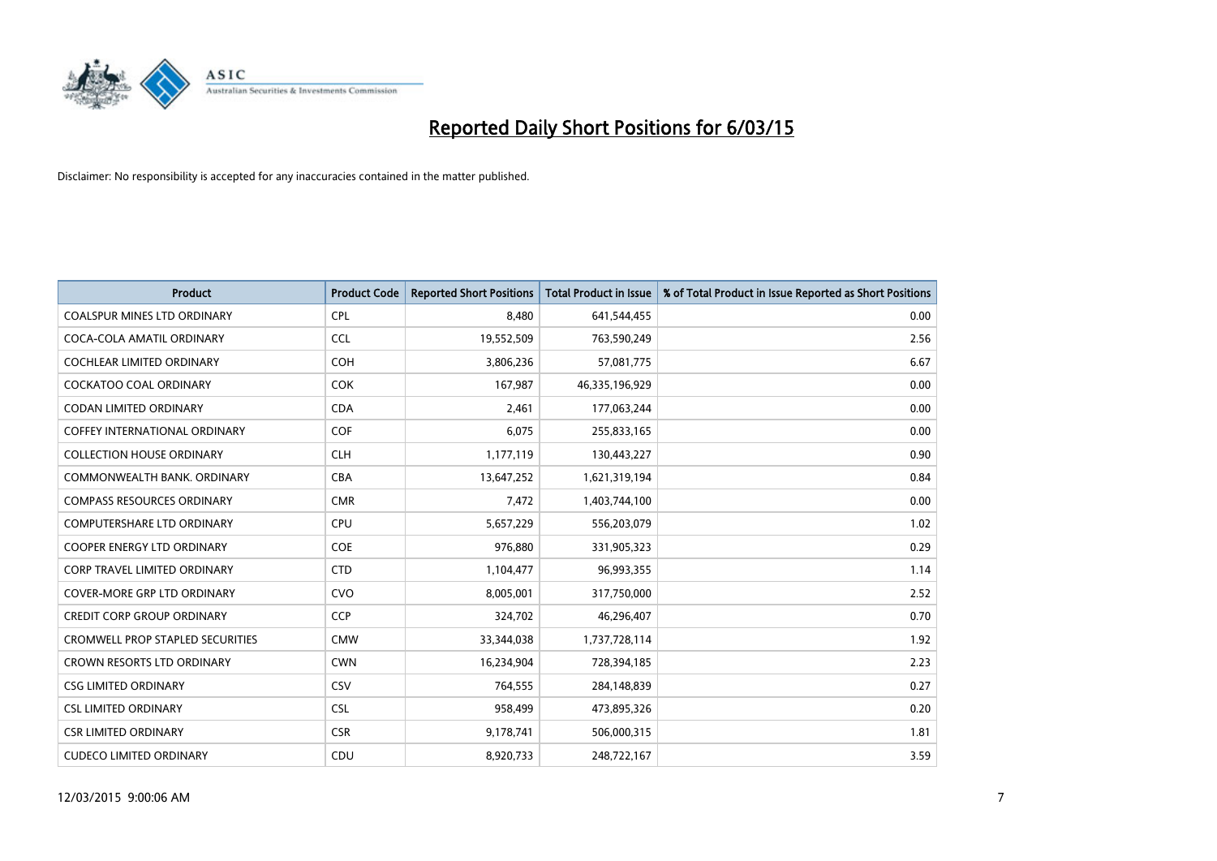# Reported Daily Short Positions for 6/03/15

Disclaimer: No responsibility is accepted for any inaccuracies contained in the matter published.

| Product | Product Code | Reported Short Positions | Total Product in Issue | % of Total Product in Issue Reported as Short Positions |
|---|---|---|---|---|
| COALSPUR MINES LTD ORDINARY | CPL | 8,480 | 641,544,455 | 0.00 |
| COCA-COLA AMATIL ORDINARY | CCL | 19,552,509 | 763,590,249 | 2.56 |
| COCHLEAR LIMITED ORDINARY | COH | 3,806,236 | 57,081,775 | 6.67 |
| COCKATOO COAL ORDINARY | COK | 167,987 | 46,335,196,929 | 0.00 |
| CODAN LIMITED ORDINARY | CDA | 2,461 | 177,063,244 | 0.00 |
| COFFEY INTERNATIONAL ORDINARY | COF | 6,075 | 255,833,165 | 0.00 |
| COLLECTION HOUSE ORDINARY | CLH | 1,177,119 | 130,443,227 | 0.90 |
| COMMONWEALTH BANK. ORDINARY | CBA | 13,647,252 | 1,621,319,194 | 0.84 |
| COMPASS RESOURCES ORDINARY | CMR | 7,472 | 1,403,744,100 | 0.00 |
| COMPUTERSHARE LTD ORDINARY | CPU | 5,657,229 | 556,203,079 | 1.02 |
| COOPER ENERGY LTD ORDINARY | COE | 976,880 | 331,905,323 | 0.29 |
| CORP TRAVEL LIMITED ORDINARY | CTD | 1,104,477 | 96,993,355 | 1.14 |
| COVER-MORE GRP LTD ORDINARY | CVO | 8,005,001 | 317,750,000 | 2.52 |
| CREDIT CORP GROUP ORDINARY | CCP | 324,702 | 46,296,407 | 0.70 |
| CROMWELL PROP STAPLED SECURITIES | CMW | 33,344,038 | 1,737,728,114 | 1.92 |
| CROWN RESORTS LTD ORDINARY | CWN | 16,234,904 | 728,394,185 | 2.23 |
| CSG LIMITED ORDINARY | CSV | 764,555 | 284,148,839 | 0.27 |
| CSL LIMITED ORDINARY | CSL | 958,499 | 473,895,326 | 0.20 |
| CSR LIMITED ORDINARY | CSR | 9,178,741 | 506,000,315 | 1.81 |
| CUDECO LIMITED ORDINARY | CDU | 8,920,733 | 248,722,167 | 3.59 |

12/03/2015 9:00:06 AM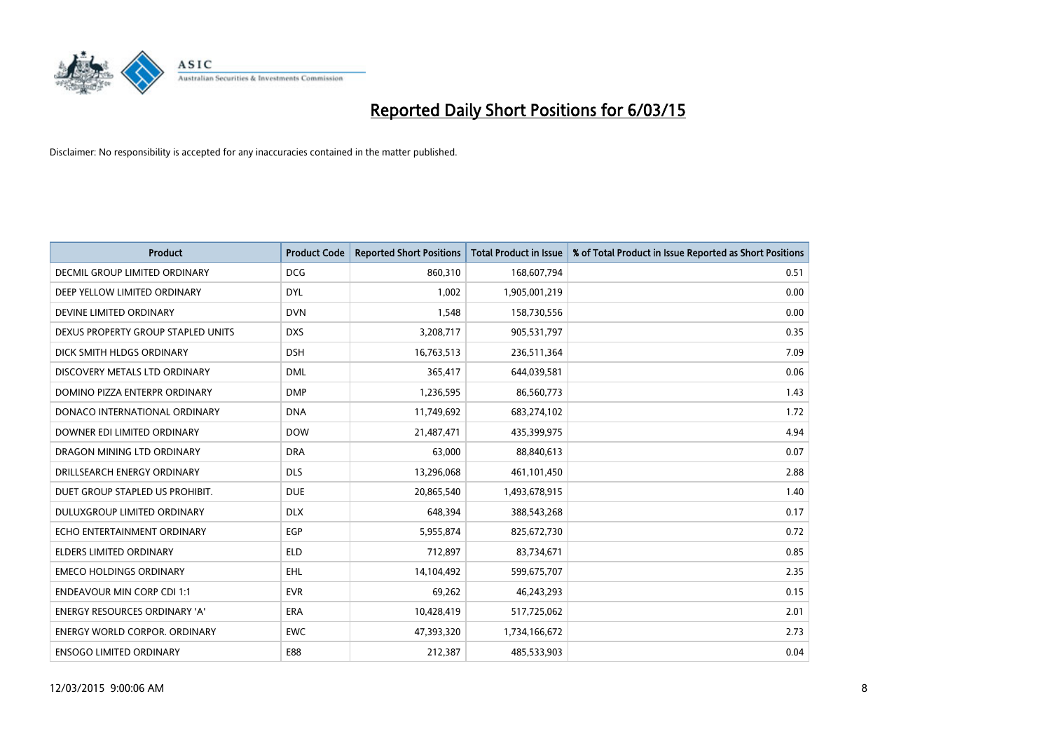# Reported Daily Short Positions for 6/03/15

Disclaimer: No responsibility is accepted for any inaccuracies contained in the matter published.

| Product | Product Code | Reported Short Positions | Total Product in Issue | % of Total Product in Issue Reported as Short Positions |
|---|---|---|---|---|
| DECMIL GROUP LIMITED ORDINARY | DCG | 860,310 | 168,607,794 | 0.51 |
| DEEP YELLOW LIMITED ORDINARY | DYL | 1,002 | 1,905,001,219 | 0.00 |
| DEVINE LIMITED ORDINARY | DVN | 1,548 | 158,730,556 | 0.00 |
| DEXUS PROPERTY GROUP STAPLED UNITS | DXS | 3,208,717 | 905,531,797 | 0.35 |
| DICK SMITH HLDGS ORDINARY | DSH | 16,763,513 | 236,511,364 | 7.09 |
| DISCOVERY METALS LTD ORDINARY | DML | 365,417 | 644,039,581 | 0.06 |
| DOMINO PIZZA ENTERPR ORDINARY | DMP | 1,236,595 | 86,560,773 | 1.43 |
| DONACO INTERNATIONAL ORDINARY | DNA | 11,749,692 | 683,274,102 | 1.72 |
| DOWNER EDI LIMITED ORDINARY | DOW | 21,487,471 | 435,399,975 | 4.94 |
| DRAGON MINING LTD ORDINARY | DRA | 63,000 | 88,840,613 | 0.07 |
| DRILLSEARCH ENERGY ORDINARY | DLS | 13,296,068 | 461,101,450 | 2.88 |
| DUET GROUP STAPLED US PROHIBIT. | DUE | 20,865,540 | 1,493,678,915 | 1.40 |
| DULUXGROUP LIMITED ORDINARY | DLX | 648,394 | 388,543,268 | 0.17 |
| ECHO ENTERTAINMENT ORDINARY | EGP | 5,955,874 | 825,672,730 | 0.72 |
| ELDERS LIMITED ORDINARY | ELD | 712,897 | 83,734,671 | 0.85 |
| EMECO HOLDINGS ORDINARY | EHL | 14,104,492 | 599,675,707 | 2.35 |
| ENDEAVOUR MIN CORP CDI 1:1 | EVR | 69,262 | 46,243,293 | 0.15 |
| ENERGY RESOURCES ORDINARY 'A' | ERA | 10,428,419 | 517,725,062 | 2.01 |
| ENERGY WORLD CORPOR. ORDINARY | EWC | 47,393,320 | 1,734,166,672 | 2.73 |
| ENSOGO LIMITED ORDINARY | E88 | 212,387 | 485,533,903 | 0.04 |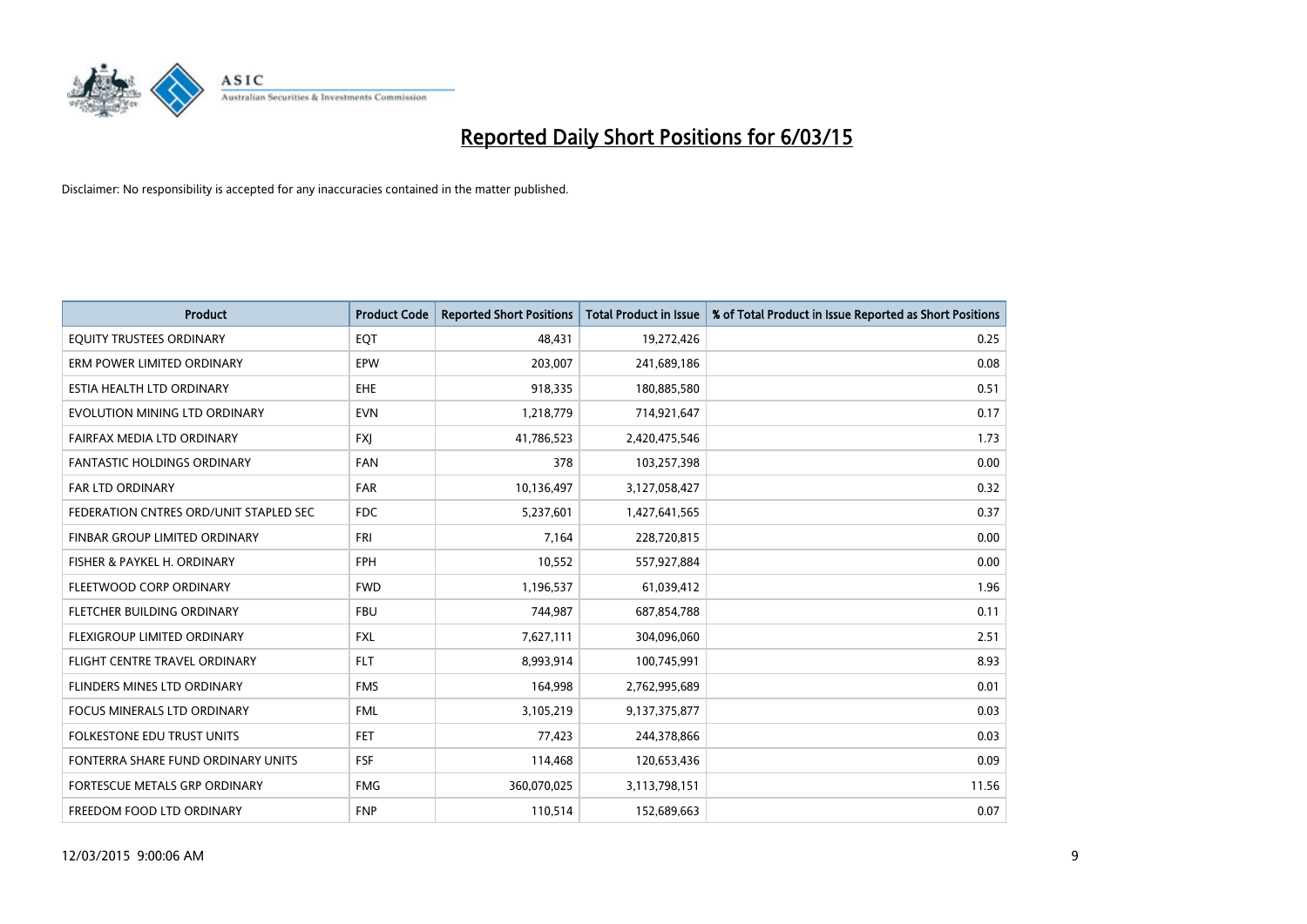# Reported Daily Short Positions for 6/03/15

Disclaimer: No responsibility is accepted for any inaccuracies contained in the matter published.

| Product | Product Code | Reported Short Positions | Total Product in Issue | % of Total Product in Issue Reported as Short Positions |
|---|---|---|---|---|
| EQUITY TRUSTEES ORDINARY | EQT | 48,431 | 19,272,426 | 0.25 |
| ERM POWER LIMITED ORDINARY | EPW | 203,007 | 241,689,186 | 0.08 |
| ESTIA HEALTH LTD ORDINARY | EHE | 918,335 | 180,885,580 | 0.51 |
| EVOLUTION MINING LTD ORDINARY | EVN | 1,218,779 | 714,921,647 | 0.17 |
| FAIRFAX MEDIA LTD ORDINARY | FXJ | 41,786,523 | 2,420,475,546 | 1.73 |
| FANTASTIC HOLDINGS ORDINARY | FAN | 378 | 103,257,398 | 0.00 |
| FAR LTD ORDINARY | FAR | 10,136,497 | 3,127,058,427 | 0.32 |
| FEDERATION CNTRES ORD/UNIT STAPLED SEC | FDC | 5,237,601 | 1,427,641,565 | 0.37 |
| FINBAR GROUP LIMITED ORDINARY | FRI | 7,164 | 228,720,815 | 0.00 |
| FISHER & PAYKEL H. ORDINARY | FPH | 10,552 | 557,927,884 | 0.00 |
| FLEETWOOD CORP ORDINARY | FWD | 1,196,537 | 61,039,412 | 1.96 |
| FLETCHER BUILDING ORDINARY | FBU | 744,987 | 687,854,788 | 0.11 |
| FLEXIGROUP LIMITED ORDINARY | FXL | 7,627,111 | 304,096,060 | 2.51 |
| FLIGHT CENTRE TRAVEL ORDINARY | FLT | 8,993,914 | 100,745,991 | 8.93 |
| FLINDERS MINES LTD ORDINARY | FMS | 164,998 | 2,762,995,689 | 0.01 |
| FOCUS MINERALS LTD ORDINARY | FML | 3,105,219 | 9,137,375,877 | 0.03 |
| FOLKESTONE EDU TRUST UNITS | FET | 77,423 | 244,378,866 | 0.03 |
| FONTERRA SHARE FUND ORDINARY UNITS | FSF | 114,468 | 120,653,436 | 0.09 |
| FORTESCUE METALS GRP ORDINARY | FMG | 360,070,025 | 3,113,798,151 | 11.56 |
| FREEDOM FOOD LTD ORDINARY | FNP | 110,514 | 152,689,663 | 0.07 |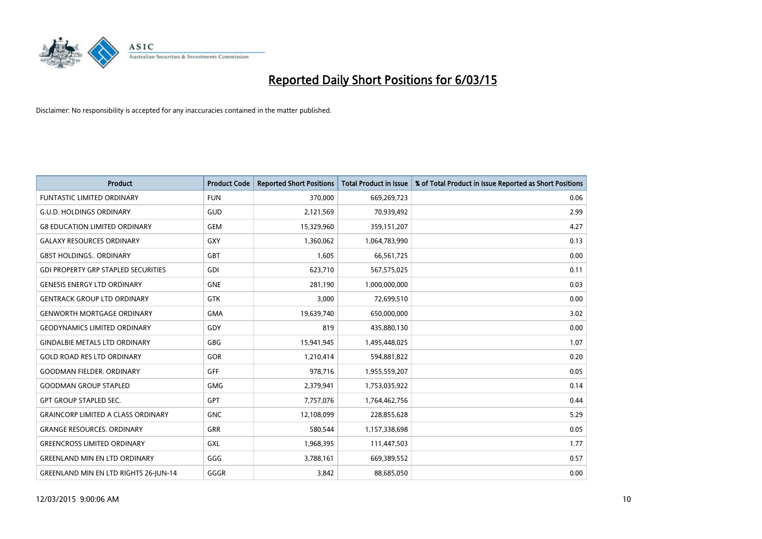# Reported Daily Short Positions for 6/03/15

Disclaimer: No responsibility is accepted for any inaccuracies contained in the matter published.

| Product | Product Code | Reported Short Positions | Total Product in Issue | % of Total Product in Issue Reported as Short Positions |
|---|---|---|---|---|
| FUNTASTIC LIMITED ORDINARY | FUN | 370,000 | 669,269,723 | 0.06 |
| G.U.D. HOLDINGS ORDINARY | GUD | 2,121,569 | 70,939,492 | 2.99 |
| G8 EDUCATION LIMITED ORDINARY | GEM | 15,329,960 | 359,151,207 | 4.27 |
| GALAXY RESOURCES ORDINARY | GXY | 1,360,062 | 1,064,783,990 | 0.13 |
| GBST HOLDINGS.. ORDINARY | GBT | 1,605 | 66,561,725 | 0.00 |
| GDI PROPERTY GRP STAPLED SECURITIES | GDI | 623,710 | 567,575,025 | 0.11 |
| GENESIS ENERGY LTD ORDINARY | GNE | 281,190 | 1,000,000,000 | 0.03 |
| GENTRACK GROUP LTD ORDINARY | GTK | 3,000 | 72,699,510 | 0.00 |
| GENWORTH MORTGAGE ORDINARY | GMA | 19,639,740 | 650,000,000 | 3.02 |
| GEODYNAMICS LIMITED ORDINARY | GDY | 819 | 435,880,130 | 0.00 |
| GINDALBIE METALS LTD ORDINARY | GBG | 15,941,945 | 1,495,448,025 | 1.07 |
| GOLD ROAD RES LTD ORDINARY | GOR | 1,210,414 | 594,881,822 | 0.20 |
| GOODMAN FIELDER. ORDINARY | GFF | 978,716 | 1,955,559,207 | 0.05 |
| GOODMAN GROUP STAPLED | GMG | 2,379,941 | 1,753,035,922 | 0.14 |
| GPT GROUP STAPLED SEC. | GPT | 7,757,076 | 1,764,462,756 | 0.44 |
| GRAINCORP LIMITED A CLASS ORDINARY | GNC | 12,108,099 | 228,855,628 | 5.29 |
| GRANGE RESOURCES. ORDINARY | GRR | 580,544 | 1,157,338,698 | 0.05 |
| GREENCROSS LIMITED ORDINARY | GXL | 1,968,395 | 111,447,503 | 1.77 |
| GREENLAND MIN EN LTD ORDINARY | GGG | 3,788,161 | 669,389,552 | 0.57 |
| GREENLAND MIN EN LTD RIGHTS 26-JUN-14 | GGGR | 3,842 | 88,685,050 | 0.00 |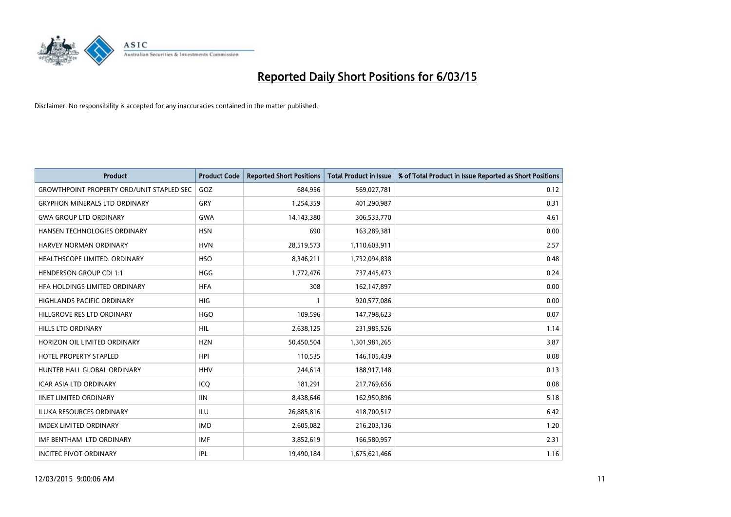# Reported Daily Short Positions for 6/03/15

Disclaimer: No responsibility is accepted for any inaccuracies contained in the matter published.

| Product | Product Code | Reported Short Positions | Total Product in Issue | % of Total Product in Issue Reported as Short Positions |
|---|---|---|---|---|
| GROWTHPOINT PROPERTY ORD/UNIT STAPLED SEC | GOZ | 684,956 | 569,027,781 | 0.12 |
| GRYPHON MINERALS LTD ORDINARY | GRY | 1,254,359 | 401,290,987 | 0.31 |
| GWA GROUP LTD ORDINARY | GWA | 14,143,380 | 306,533,770 | 4.61 |
| HANSEN TECHNOLOGIES ORDINARY | HSN | 690 | 163,289,381 | 0.00 |
| HARVEY NORMAN ORDINARY | HVN | 28,519,573 | 1,110,603,911 | 2.57 |
| HEALTHSCOPE LIMITED. ORDINARY | HSO | 8,346,211 | 1,732,094,838 | 0.48 |
| HENDERSON GROUP CDI 1:1 | HGG | 1,772,476 | 737,445,473 | 0.24 |
| HFA HOLDINGS LIMITED ORDINARY | HFA | 308 | 162,147,897 | 0.00 |
| HIGHLANDS PACIFIC ORDINARY | HIG | 1 | 920,577,086 | 0.00 |
| HILLGROVE RES LTD ORDINARY | HGO | 109,596 | 147,798,623 | 0.07 |
| HILLS LTD ORDINARY | HIL | 2,638,125 | 231,985,526 | 1.14 |
| HORIZON OIL LIMITED ORDINARY | HZN | 50,450,504 | 1,301,981,265 | 3.87 |
| HOTEL PROPERTY STAPLED | HPI | 110,535 | 146,105,439 | 0.08 |
| HUNTER HALL GLOBAL ORDINARY | HHV | 244,614 | 188,917,148 | 0.13 |
| ICAR ASIA LTD ORDINARY | ICQ | 181,291 | 217,769,656 | 0.08 |
| IINET LIMITED ORDINARY | IIN | 8,438,646 | 162,950,896 | 5.18 |
| ILUKA RESOURCES ORDINARY | ILU | 26,885,816 | 418,700,517 | 6.42 |
| IMDEX LIMITED ORDINARY | IMD | 2,605,082 | 216,203,136 | 1.20 |
| IMF BENTHAM LTD ORDINARY | IMF | 3,852,619 | 166,580,957 | 2.31 |
| INCITEC PIVOT ORDINARY | IPL | 19,490,184 | 1,675,621,466 | 1.16 |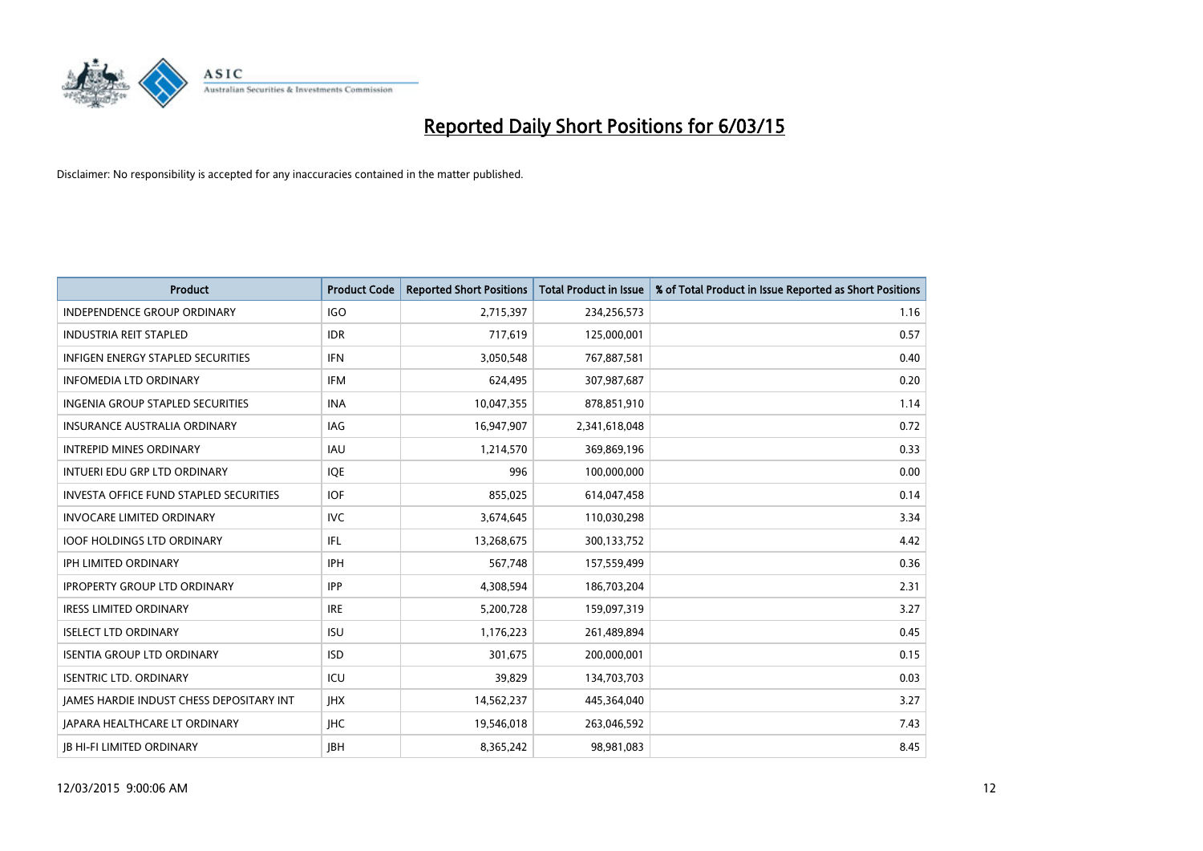# Reported Daily Short Positions for 6/03/15

Disclaimer: No responsibility is accepted for any inaccuracies contained in the matter published.

| Product | Product Code | Reported Short Positions | Total Product in Issue | % of Total Product in Issue Reported as Short Positions |
|---|---|---|---|---|
| INDEPENDENCE GROUP ORDINARY | IGO | 2,715,397 | 234,256,573 | 1.16 |
| INDUSTRIA REIT STAPLED | IDR | 717,619 | 125,000,001 | 0.57 |
| INFIGEN ENERGY STAPLED SECURITIES | IFN | 3,050,548 | 767,887,581 | 0.40 |
| INFOMEDIA LTD ORDINARY | IFM | 624,495 | 307,987,687 | 0.20 |
| INGENIA GROUP STAPLED SECURITIES | INA | 10,047,355 | 878,851,910 | 1.14 |
| INSURANCE AUSTRALIA ORDINARY | IAG | 16,947,907 | 2,341,618,048 | 0.72 |
| INTREPID MINES ORDINARY | IAU | 1,214,570 | 369,869,196 | 0.33 |
| INTUERI EDU GRP LTD ORDINARY | IQE | 996 | 100,000,000 | 0.00 |
| INVESTA OFFICE FUND STAPLED SECURITIES | IOF | 855,025 | 614,047,458 | 0.14 |
| INVOCARE LIMITED ORDINARY | IVC | 3,674,645 | 110,030,298 | 3.34 |
| IOOF HOLDINGS LTD ORDINARY | IFL | 13,268,675 | 300,133,752 | 4.42 |
| IPH LIMITED ORDINARY | IPH | 567,748 | 157,559,499 | 0.36 |
| IPROPERTY GROUP LTD ORDINARY | IPP | 4,308,594 | 186,703,204 | 2.31 |
| IRESS LIMITED ORDINARY | IRE | 5,200,728 | 159,097,319 | 3.27 |
| ISELECT LTD ORDINARY | ISU | 1,176,223 | 261,489,894 | 0.45 |
| ISENTIA GROUP LTD ORDINARY | ISD | 301,675 | 200,000,001 | 0.15 |
| ISENTRIC LTD. ORDINARY | ICU | 39,829 | 134,703,703 | 0.03 |
| JAMES HARDIE INDUST CHESS DEPOSITARY INT | JHX | 14,562,237 | 445,364,040 | 3.27 |
| JAPARA HEALTHCARE LT ORDINARY | JHC | 19,546,018 | 263,046,592 | 7.43 |
| JB HI-FI LIMITED ORDINARY | JBH | 8,365,242 | 98,981,083 | 8.45 |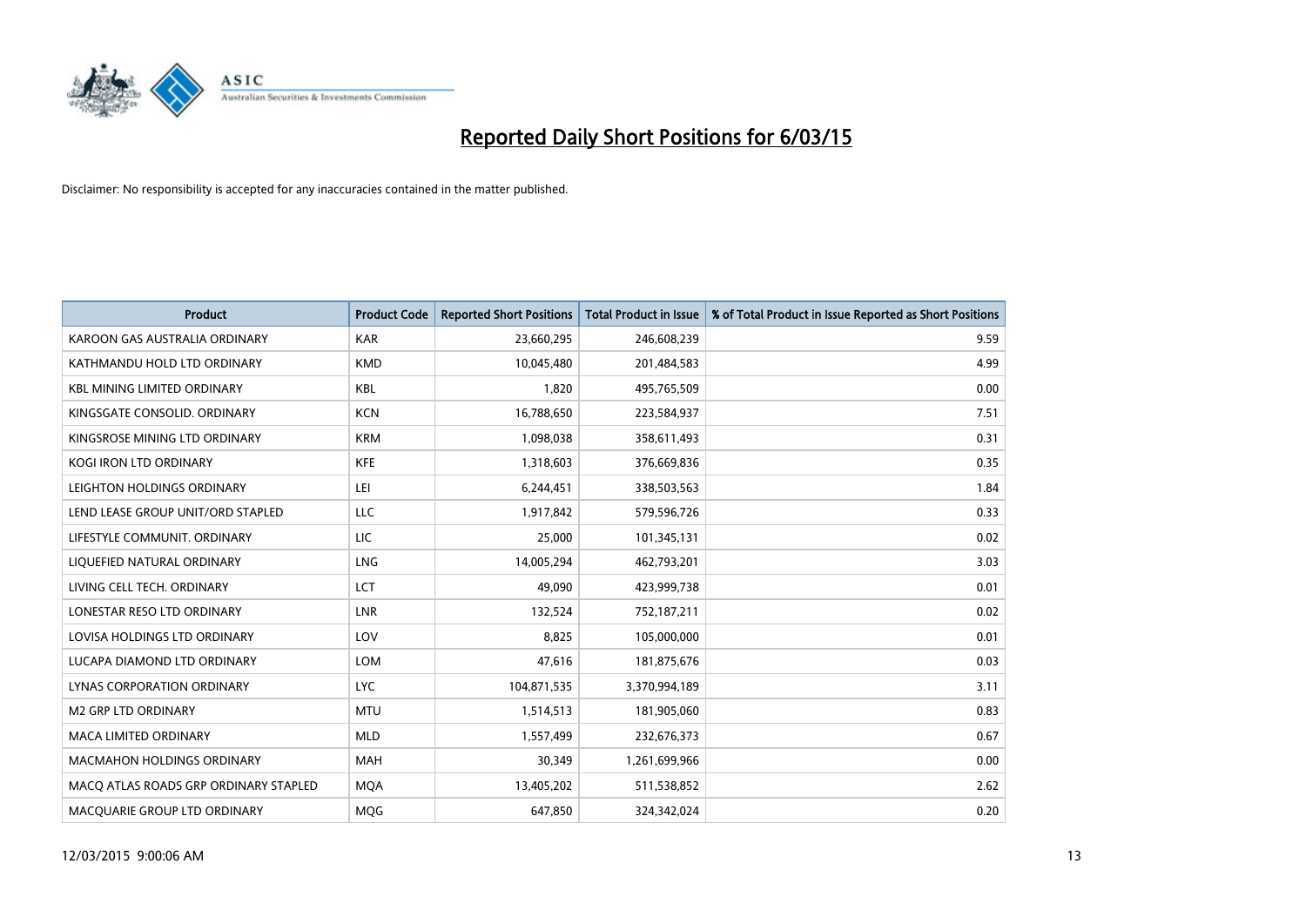# Reported Daily Short Positions for 6/03/15

Disclaimer: No responsibility is accepted for any inaccuracies contained in the matter published.

| Product | Product Code | Reported Short Positions | Total Product in Issue | % of Total Product in Issue Reported as Short Positions |
|---|---|---|---|---|
| KAROON GAS AUSTRALIA ORDINARY | KAR | 23,660,295 | 246,608,239 | 9.59 |
| KATHMANDU HOLD LTD ORDINARY | KMD | 10,045,480 | 201,484,583 | 4.99 |
| KBL MINING LIMITED ORDINARY | KBL | 1,820 | 495,765,509 | 0.00 |
| KINGSGATE CONSOLID. ORDINARY | KCN | 16,788,650 | 223,584,937 | 7.51 |
| KINGSROSE MINING LTD ORDINARY | KRM | 1,098,038 | 358,611,493 | 0.31 |
| KOGI IRON LTD ORDINARY | KFE | 1,318,603 | 376,669,836 | 0.35 |
| LEIGHTON HOLDINGS ORDINARY | LEI | 6,244,451 | 338,503,563 | 1.84 |
| LEND LEASE GROUP UNIT/ORD STAPLED | LLC | 1,917,842 | 579,596,726 | 0.33 |
| LIFESTYLE COMMUNIT. ORDINARY | LIC | 25,000 | 101,345,131 | 0.02 |
| LIQUEFIED NATURAL ORDINARY | LNG | 14,005,294 | 462,793,201 | 3.03 |
| LIVING CELL TECH. ORDINARY | LCT | 49,090 | 423,999,738 | 0.01 |
| LONESTAR RESO LTD ORDINARY | LNR | 132,524 | 752,187,211 | 0.02 |
| LOVISA HOLDINGS LTD ORDINARY | LOV | 8,825 | 105,000,000 | 0.01 |
| LUCAPA DIAMOND LTD ORDINARY | LOM | 47,616 | 181,875,676 | 0.03 |
| LYNAS CORPORATION ORDINARY | LYC | 104,871,535 | 3,370,994,189 | 3.11 |
| M2 GRP LTD ORDINARY | MTU | 1,514,513 | 181,905,060 | 0.83 |
| MACA LIMITED ORDINARY | MLD | 1,557,499 | 232,676,373 | 0.67 |
| MACMAHON HOLDINGS ORDINARY | MAH | 30,349 | 1,261,699,966 | 0.00 |
| MACQ ATLAS ROADS GRP ORDINARY STAPLED | MQA | 13,405,202 | 511,538,852 | 2.62 |
| MACQUARIE GROUP LTD ORDINARY | MQG | 647,850 | 324,342,024 | 0.20 |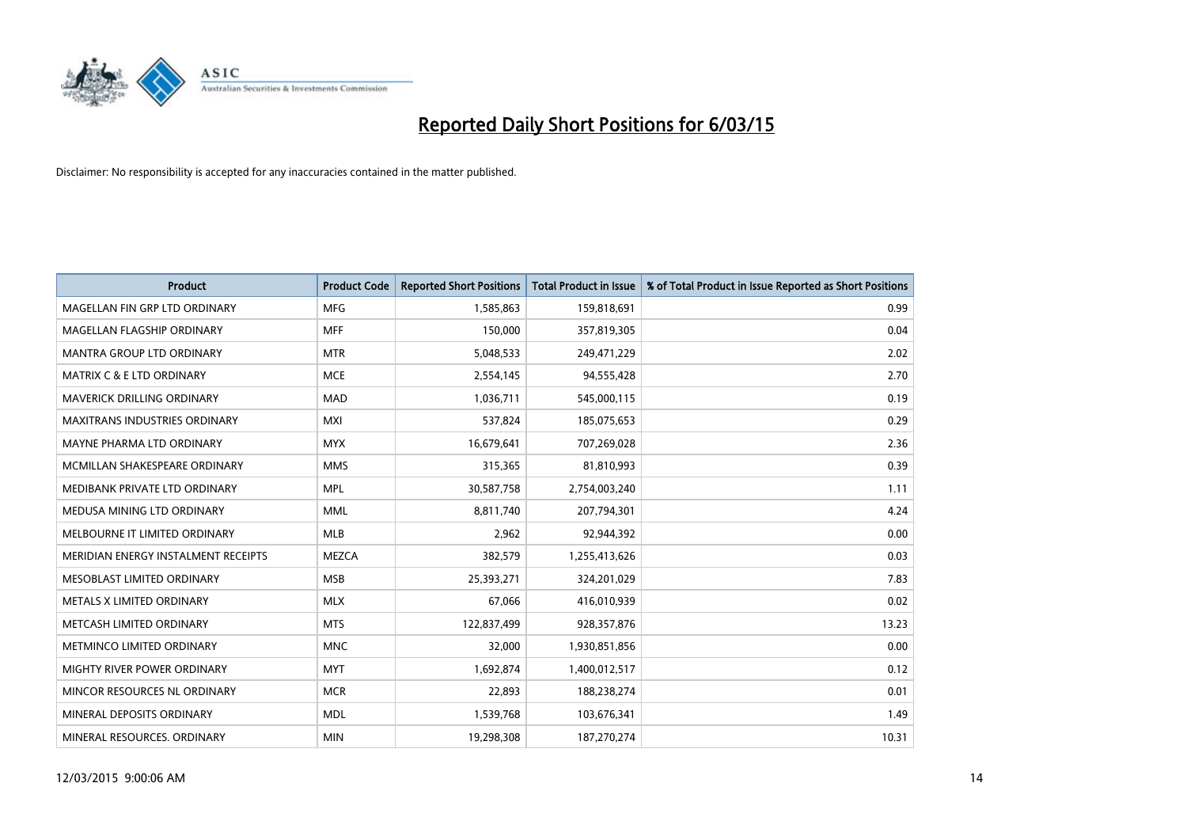# Reported Daily Short Positions for 6/03/15

Disclaimer: No responsibility is accepted for any inaccuracies contained in the matter published.

| Product | Product Code | Reported Short Positions | Total Product in Issue | % of Total Product in Issue Reported as Short Positions |
|---|---|---|---|---|
| MAGELLAN FIN GRP LTD ORDINARY | MFG | 1,585,863 | 159,818,691 | 0.99 |
| MAGELLAN FLAGSHIP ORDINARY | MFF | 150,000 | 357,819,305 | 0.04 |
| MANTRA GROUP LTD ORDINARY | MTR | 5,048,533 | 249,471,229 | 2.02 |
| MATRIX C & E LTD ORDINARY | MCE | 2,554,145 | 94,555,428 | 2.70 |
| MAVERICK DRILLING ORDINARY | MAD | 1,036,711 | 545,000,115 | 0.19 |
| MAXITRANS INDUSTRIES ORDINARY | MXI | 537,824 | 185,075,653 | 0.29 |
| MAYNE PHARMA LTD ORDINARY | MYX | 16,679,641 | 707,269,028 | 2.36 |
| MCMILLAN SHAKESPEARE ORDINARY | MMS | 315,365 | 81,810,993 | 0.39 |
| MEDIBANK PRIVATE LTD ORDINARY | MPL | 30,587,758 | 2,754,003,240 | 1.11 |
| MEDUSA MINING LTD ORDINARY | MML | 8,811,740 | 207,794,301 | 4.24 |
| MELBOURNE IT LIMITED ORDINARY | MLB | 2,962 | 92,944,392 | 0.00 |
| MERIDIAN ENERGY INSTALMENT RECEIPTS | MEZCA | 382,579 | 1,255,413,626 | 0.03 |
| MESOBLAST LIMITED ORDINARY | MSB | 25,393,271 | 324,201,029 | 7.83 |
| METALS X LIMITED ORDINARY | MLX | 67,066 | 416,010,939 | 0.02 |
| METCASH LIMITED ORDINARY | MTS | 122,837,499 | 928,357,876 | 13.23 |
| METMINCO LIMITED ORDINARY | MNC | 32,000 | 1,930,851,856 | 0.00 |
| MIGHTY RIVER POWER ORDINARY | MYT | 1,692,874 | 1,400,012,517 | 0.12 |
| MINCOR RESOURCES NL ORDINARY | MCR | 22,893 | 188,238,274 | 0.01 |
| MINERAL DEPOSITS ORDINARY | MDL | 1,539,768 | 103,676,341 | 1.49 |
| MINERAL RESOURCES. ORDINARY | MIN | 19,298,308 | 187,270,274 | 10.31 |

12/03/2015 9:00:06 AM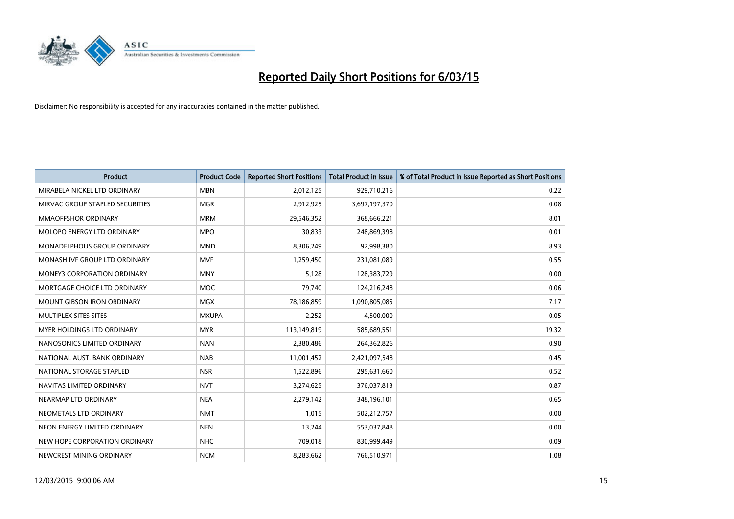# Reported Daily Short Positions for 6/03/15

Disclaimer: No responsibility is accepted for any inaccuracies contained in the matter published.

| Product | Product Code | Reported Short Positions | Total Product in Issue | % of Total Product in Issue Reported as Short Positions |
|---|---|---|---|---|
| MIRABELA NICKEL LTD ORDINARY | MBN | 2,012,125 | 929,710,216 | 0.22 |
| MIRVAC GROUP STAPLED SECURITIES | MGR | 2,912,925 | 3,697,197,370 | 0.08 |
| MMAOFFSHOR ORDINARY | MRM | 29,546,352 | 368,666,221 | 8.01 |
| MOLOPO ENERGY LTD ORDINARY | MPO | 30,833 | 248,869,398 | 0.01 |
| MONADELPHOUS GROUP ORDINARY | MND | 8,306,249 | 92,998,380 | 8.93 |
| MONASH IVF GROUP LTD ORDINARY | MVF | 1,259,450 | 231,081,089 | 0.55 |
| MONEY3 CORPORATION ORDINARY | MNY | 5,128 | 128,383,729 | 0.00 |
| MORTGAGE CHOICE LTD ORDINARY | MOC | 79,740 | 124,216,248 | 0.06 |
| MOUNT GIBSON IRON ORDINARY | MGX | 78,186,859 | 1,090,805,085 | 7.17 |
| MULTIPLEX SITES SITES | MXUPA | 2,252 | 4,500,000 | 0.05 |
| MYER HOLDINGS LTD ORDINARY | MYR | 113,149,819 | 585,689,551 | 19.32 |
| NANOSONICS LIMITED ORDINARY | NAN | 2,380,486 | 264,362,826 | 0.90 |
| NATIONAL AUST. BANK ORDINARY | NAB | 11,001,452 | 2,421,097,548 | 0.45 |
| NATIONAL STORAGE STAPLED | NSR | 1,522,896 | 295,631,660 | 0.52 |
| NAVITAS LIMITED ORDINARY | NVT | 3,274,625 | 376,037,813 | 0.87 |
| NEARMAP LTD ORDINARY | NEA | 2,279,142 | 348,196,101 | 0.65 |
| NEOMETALS LTD ORDINARY | NMT | 1,015 | 502,212,757 | 0.00 |
| NEON ENERGY LIMITED ORDINARY | NEN | 13,244 | 553,037,848 | 0.00 |
| NEW HOPE CORPORATION ORDINARY | NHC | 709,018 | 830,999,449 | 0.09 |
| NEWCREST MINING ORDINARY | NCM | 8,283,662 | 766,510,971 | 1.08 |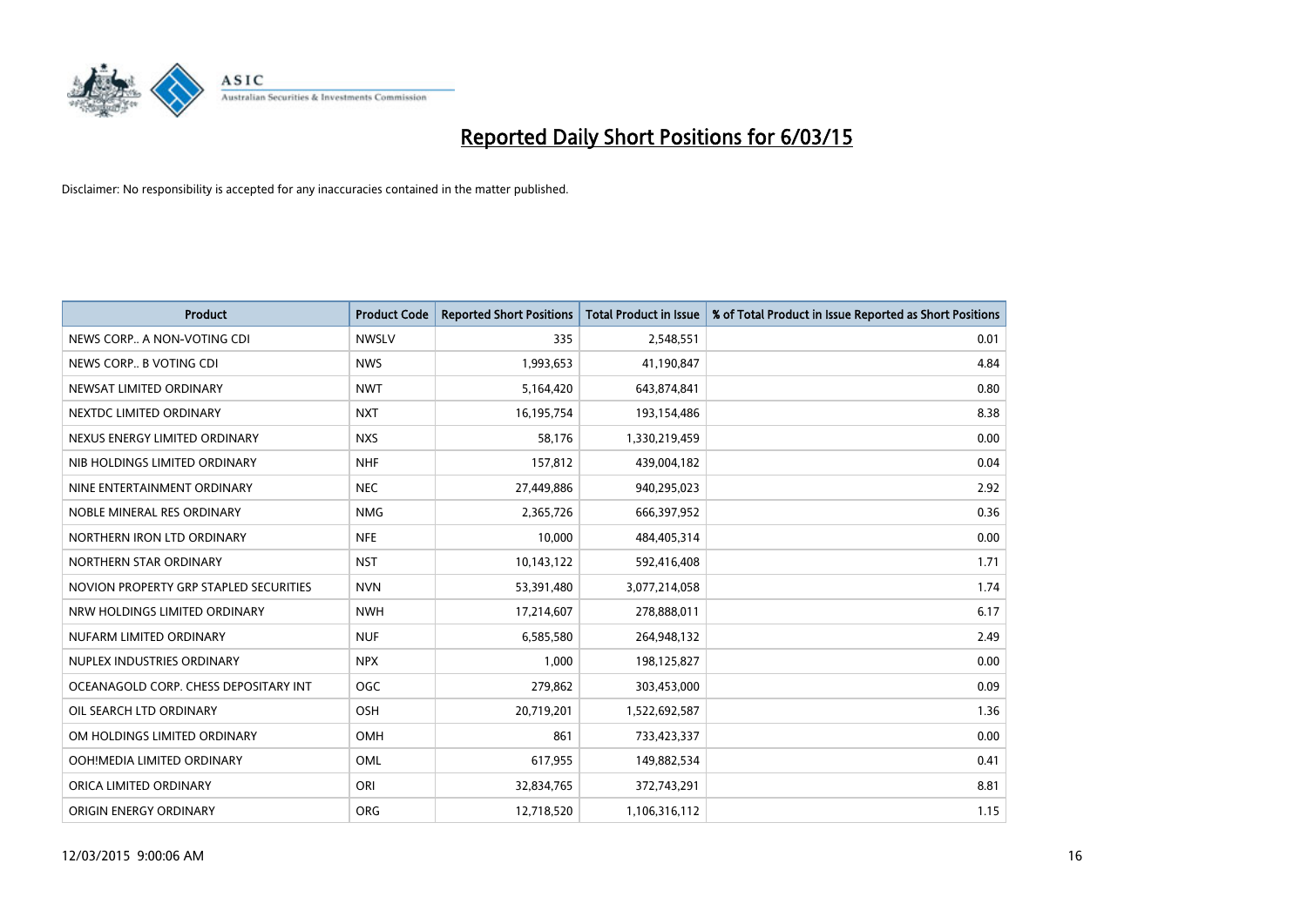# Reported Daily Short Positions for 6/03/15

Disclaimer: No responsibility is accepted for any inaccuracies contained in the matter published.

| Product | Product Code | Reported Short Positions | Total Product in Issue | % of Total Product in Issue Reported as Short Positions |
|---|---|---|---|---|
| NEWS CORP.. A NON-VOTING CDI | NWSLV | 335 | 2,548,551 | 0.01 |
| NEWS CORP.. B VOTING CDI | NWS | 1,993,653 | 41,190,847 | 4.84 |
| NEWSAT LIMITED ORDINARY | NWT | 5,164,420 | 643,874,841 | 0.80 |
| NEXTDC LIMITED ORDINARY | NXT | 16,195,754 | 193,154,486 | 8.38 |
| NEXUS ENERGY LIMITED ORDINARY | NXS | 58,176 | 1,330,219,459 | 0.00 |
| NIB HOLDINGS LIMITED ORDINARY | NHF | 157,812 | 439,004,182 | 0.04 |
| NINE ENTERTAINMENT ORDINARY | NEC | 27,449,886 | 940,295,023 | 2.92 |
| NOBLE MINERAL RES ORDINARY | NMG | 2,365,726 | 666,397,952 | 0.36 |
| NORTHERN IRON LTD ORDINARY | NFE | 10,000 | 484,405,314 | 0.00 |
| NORTHERN STAR ORDINARY | NST | 10,143,122 | 592,416,408 | 1.71 |
| NOVION PROPERTY GRP STAPLED SECURITIES | NVN | 53,391,480 | 3,077,214,058 | 1.74 |
| NRW HOLDINGS LIMITED ORDINARY | NWH | 17,214,607 | 278,888,011 | 6.17 |
| NUFARM LIMITED ORDINARY | NUF | 6,585,580 | 264,948,132 | 2.49 |
| NUPLEX INDUSTRIES ORDINARY | NPX | 1,000 | 198,125,827 | 0.00 |
| OCEANAGOLD CORP. CHESS DEPOSITARY INT | OGC | 279,862 | 303,453,000 | 0.09 |
| OIL SEARCH LTD ORDINARY | OSH | 20,719,201 | 1,522,692,587 | 1.36 |
| OM HOLDINGS LIMITED ORDINARY | OMH | 861 | 733,423,337 | 0.00 |
| OOH!MEDIA LIMITED ORDINARY | OML | 617,955 | 149,882,534 | 0.41 |
| ORICA LIMITED ORDINARY | ORI | 32,834,765 | 372,743,291 | 8.81 |
| ORIGIN ENERGY ORDINARY | ORG | 12,718,520 | 1,106,316,112 | 1.15 |

12/03/2015 9:00:06 AM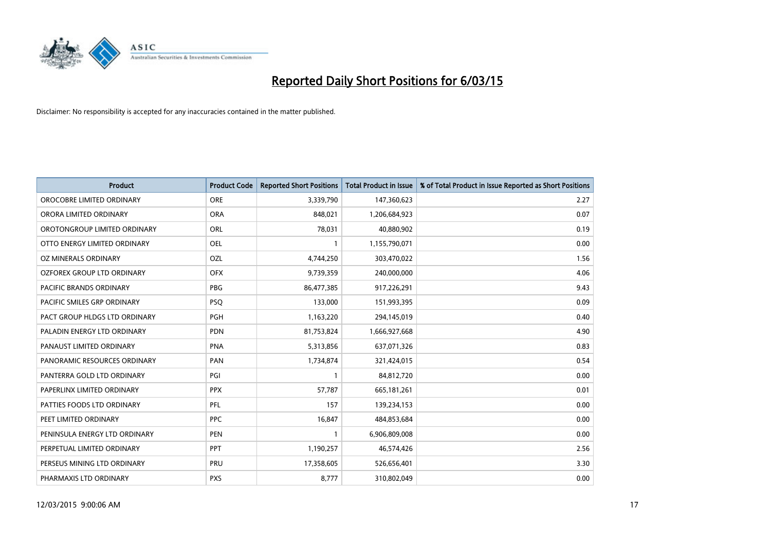# Reported Daily Short Positions for 6/03/15

Disclaimer: No responsibility is accepted for any inaccuracies contained in the matter published.

| Product | Product Code | Reported Short Positions | Total Product in Issue | % of Total Product in Issue Reported as Short Positions |
|---|---|---|---|---|
| OROCOBRE LIMITED ORDINARY | ORE | 3,339,790 | 147,360,623 | 2.27 |
| ORORA LIMITED ORDINARY | ORA | 848,021 | 1,206,684,923 | 0.07 |
| OROTONGROUP LIMITED ORDINARY | ORL | 78,031 | 40,880,902 | 0.19 |
| OTTO ENERGY LIMITED ORDINARY | OEL | 1 | 1,155,790,071 | 0.00 |
| OZ MINERALS ORDINARY | OZL | 4,744,250 | 303,470,022 | 1.56 |
| OZFOREX GROUP LTD ORDINARY | OFX | 9,739,359 | 240,000,000 | 4.06 |
| PACIFIC BRANDS ORDINARY | PBG | 86,477,385 | 917,226,291 | 9.43 |
| PACIFIC SMILES GRP ORDINARY | PSQ | 133,000 | 151,993,395 | 0.09 |
| PACT GROUP HLDGS LTD ORDINARY | PGH | 1,163,220 | 294,145,019 | 0.40 |
| PALADIN ENERGY LTD ORDINARY | PDN | 81,753,824 | 1,666,927,668 | 4.90 |
| PANAUST LIMITED ORDINARY | PNA | 5,313,856 | 637,071,326 | 0.83 |
| PANORAMIC RESOURCES ORDINARY | PAN | 1,734,874 | 321,424,015 | 0.54 |
| PANTERRA GOLD LTD ORDINARY | PGI | 1 | 84,812,720 | 0.00 |
| PAPERLINX LIMITED ORDINARY | PPX | 57,787 | 665,181,261 | 0.01 |
| PATTIES FOODS LTD ORDINARY | PFL | 157 | 139,234,153 | 0.00 |
| PEET LIMITED ORDINARY | PPC | 16,847 | 484,853,684 | 0.00 |
| PENINSULA ENERGY LTD ORDINARY | PEN | 1 | 6,906,809,008 | 0.00 |
| PERPETUAL LIMITED ORDINARY | PPT | 1,190,257 | 46,574,426 | 2.56 |
| PERSEUS MINING LTD ORDINARY | PRU | 17,358,605 | 526,656,401 | 3.30 |
| PHARMAXIS LTD ORDINARY | PXS | 8,777 | 310,802,049 | 0.00 |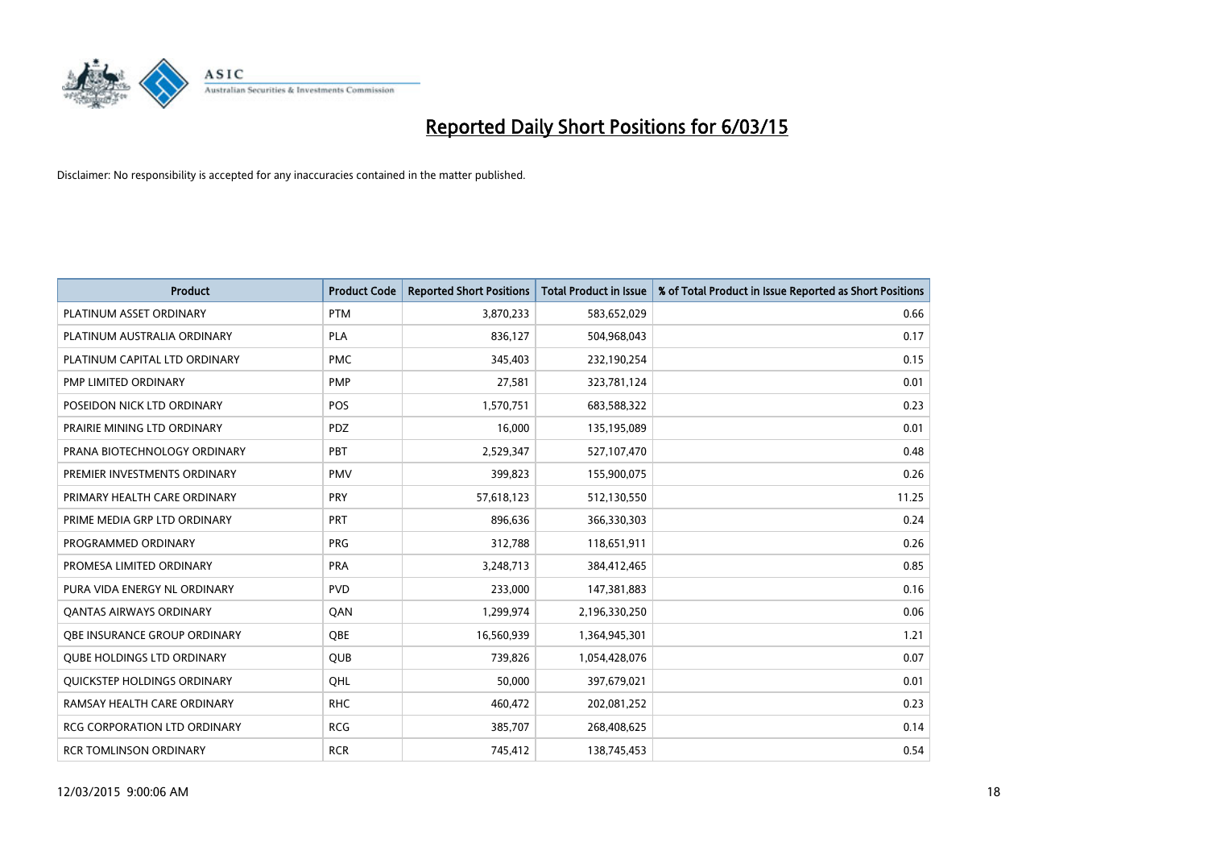# Reported Daily Short Positions for 6/03/15

Disclaimer: No responsibility is accepted for any inaccuracies contained in the matter published.

| Product | Product Code | Reported Short Positions | Total Product in Issue | % of Total Product in Issue Reported as Short Positions |
|---|---|---|---|---|
| PLATINUM ASSET ORDINARY | PTM | 3,870,233 | 583,652,029 | 0.66 |
| PLATINUM AUSTRALIA ORDINARY | PLA | 836,127 | 504,968,043 | 0.17 |
| PLATINUM CAPITAL LTD ORDINARY | PMC | 345,403 | 232,190,254 | 0.15 |
| PMP LIMITED ORDINARY | PMP | 27,581 | 323,781,124 | 0.01 |
| POSEIDON NICK LTD ORDINARY | POS | 1,570,751 | 683,588,322 | 0.23 |
| PRAIRIE MINING LTD ORDINARY | PDZ | 16,000 | 135,195,089 | 0.01 |
| PRANA BIOTECHNOLOGY ORDINARY | PBT | 2,529,347 | 527,107,470 | 0.48 |
| PREMIER INVESTMENTS ORDINARY | PMV | 399,823 | 155,900,075 | 0.26 |
| PRIMARY HEALTH CARE ORDINARY | PRY | 57,618,123 | 512,130,550 | 11.25 |
| PRIME MEDIA GRP LTD ORDINARY | PRT | 896,636 | 366,330,303 | 0.24 |
| PROGRAMMED ORDINARY | PRG | 312,788 | 118,651,911 | 0.26 |
| PROMESA LIMITED ORDINARY | PRA | 3,248,713 | 384,412,465 | 0.85 |
| PURA VIDA ENERGY NL ORDINARY | PVD | 233,000 | 147,381,883 | 0.16 |
| QANTAS AIRWAYS ORDINARY | QAN | 1,299,974 | 2,196,330,250 | 0.06 |
| QBE INSURANCE GROUP ORDINARY | QBE | 16,560,939 | 1,364,945,301 | 1.21 |
| QUBE HOLDINGS LTD ORDINARY | QUB | 739,826 | 1,054,428,076 | 0.07 |
| QUICKSTEP HOLDINGS ORDINARY | QHL | 50,000 | 397,679,021 | 0.01 |
| RAMSAY HEALTH CARE ORDINARY | RHC | 460,472 | 202,081,252 | 0.23 |
| RCG CORPORATION LTD ORDINARY | RCG | 385,707 | 268,408,625 | 0.14 |
| RCR TOMLINSON ORDINARY | RCR | 745,412 | 138,745,453 | 0.54 |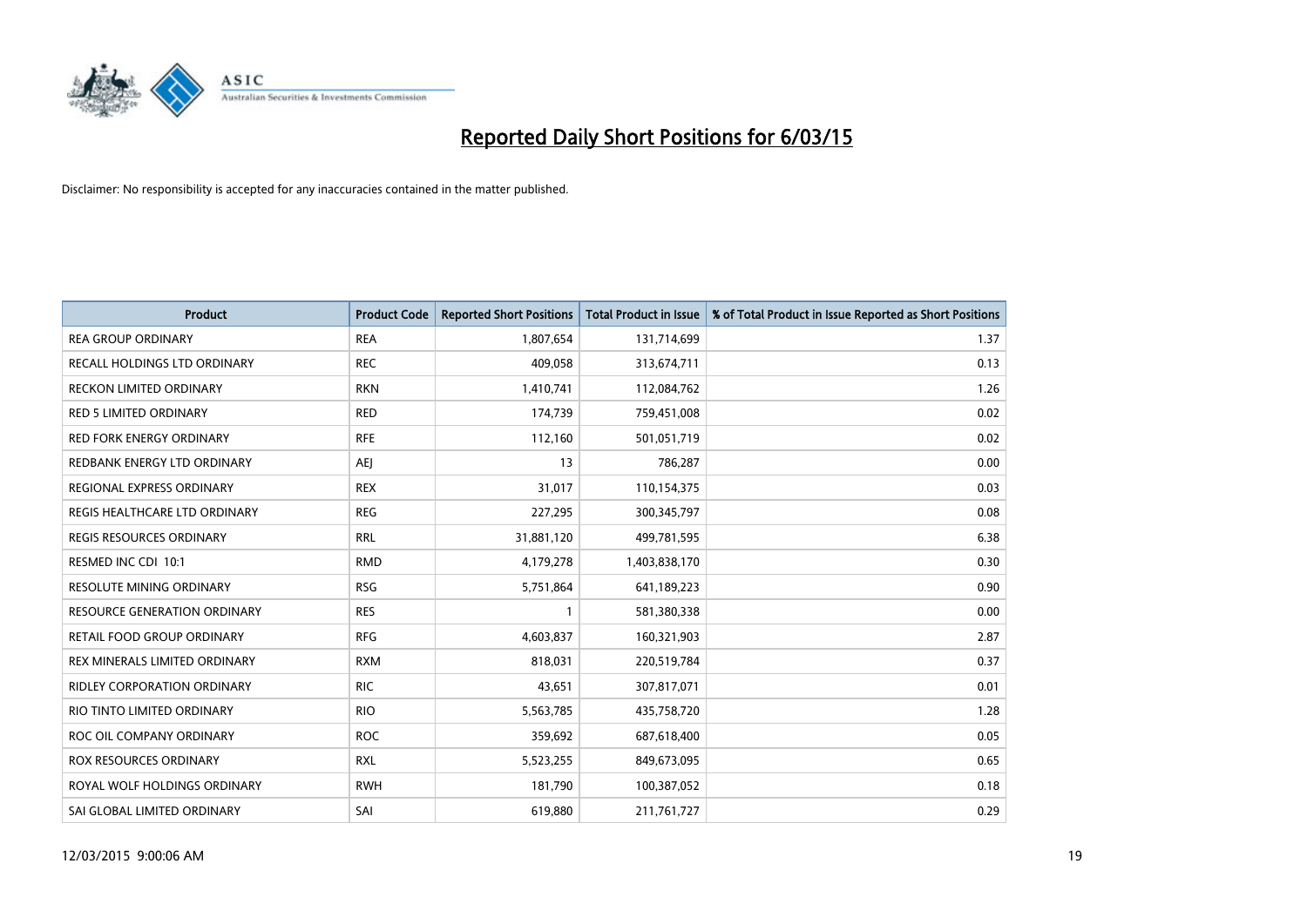# Reported Daily Short Positions for 6/03/15

Disclaimer: No responsibility is accepted for any inaccuracies contained in the matter published.

| Product | Product Code | Reported Short Positions | Total Product in Issue | % of Total Product in Issue Reported as Short Positions |
|---|---|---|---|---|
| REA GROUP ORDINARY | REA | 1,807,654 | 131,714,699 | 1.37 |
| RECALL HOLDINGS LTD ORDINARY | REC | 409,058 | 313,674,711 | 0.13 |
| RECKON LIMITED ORDINARY | RKN | 1,410,741 | 112,084,762 | 1.26 |
| RED 5 LIMITED ORDINARY | RED | 174,739 | 759,451,008 | 0.02 |
| RED FORK ENERGY ORDINARY | RFE | 112,160 | 501,051,719 | 0.02 |
| REDBANK ENERGY LTD ORDINARY | AEJ | 13 | 786,287 | 0.00 |
| REGIONAL EXPRESS ORDINARY | REX | 31,017 | 110,154,375 | 0.03 |
| REGIS HEALTHCARE LTD ORDINARY | REG | 227,295 | 300,345,797 | 0.08 |
| REGIS RESOURCES ORDINARY | RRL | 31,881,120 | 499,781,595 | 6.38 |
| RESMED INC CDI 10:1 | RMD | 4,179,278 | 1,403,838,170 | 0.30 |
| RESOLUTE MINING ORDINARY | RSG | 5,751,864 | 641,189,223 | 0.90 |
| RESOURCE GENERATION ORDINARY | RES | 1 | 581,380,338 | 0.00 |
| RETAIL FOOD GROUP ORDINARY | RFG | 4,603,837 | 160,321,903 | 2.87 |
| REX MINERALS LIMITED ORDINARY | RXM | 818,031 | 220,519,784 | 0.37 |
| RIDLEY CORPORATION ORDINARY | RIC | 43,651 | 307,817,071 | 0.01 |
| RIO TINTO LIMITED ORDINARY | RIO | 5,563,785 | 435,758,720 | 1.28 |
| ROC OIL COMPANY ORDINARY | ROC | 359,692 | 687,618,400 | 0.05 |
| ROX RESOURCES ORDINARY | RXL | 5,523,255 | 849,673,095 | 0.65 |
| ROYAL WOLF HOLDINGS ORDINARY | RWH | 181,790 | 100,387,052 | 0.18 |
| SAI GLOBAL LIMITED ORDINARY | SAI | 619,880 | 211,761,727 | 0.29 |

12/03/2015 9:00:06 AM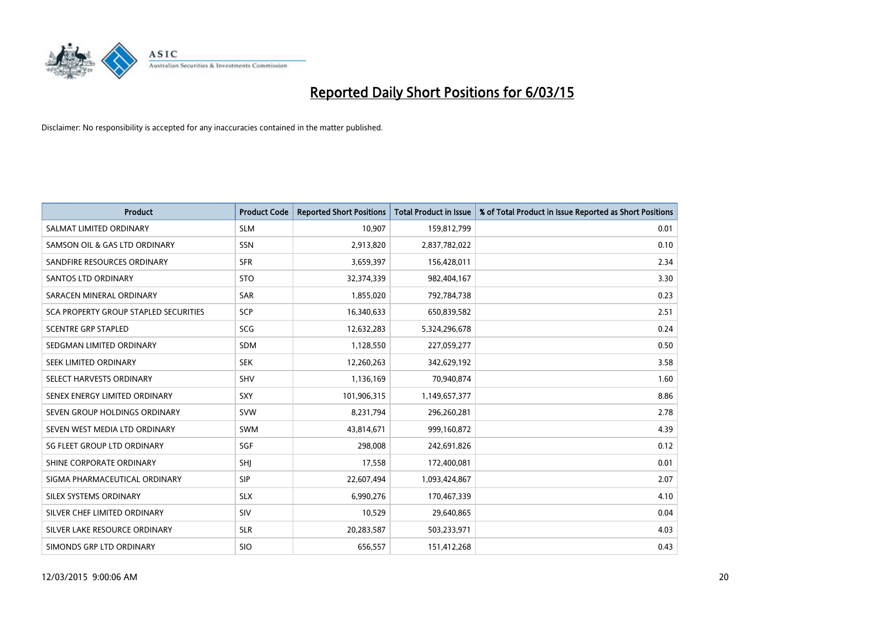# Reported Daily Short Positions for 6/03/15

Disclaimer: No responsibility is accepted for any inaccuracies contained in the matter published.

| Product | Product Code | Reported Short Positions | Total Product in Issue | % of Total Product in Issue Reported as Short Positions |
|---|---|---|---|---|
| SALMAT LIMITED ORDINARY | SLM | 10,907 | 159,812,799 | 0.01 |
| SAMSON OIL & GAS LTD ORDINARY | SSN | 2,913,820 | 2,837,782,022 | 0.10 |
| SANDFIRE RESOURCES ORDINARY | SFR | 3,659,397 | 156,428,011 | 2.34 |
| SANTOS LTD ORDINARY | STO | 32,374,339 | 982,404,167 | 3.30 |
| SARACEN MINERAL ORDINARY | SAR | 1,855,020 | 792,784,738 | 0.23 |
| SCA PROPERTY GROUP STAPLED SECURITIES | SCP | 16,340,633 | 650,839,582 | 2.51 |
| SCENTRE GRP STAPLED | SCG | 12,632,283 | 5,324,296,678 | 0.24 |
| SEDGMAN LIMITED ORDINARY | SDM | 1,128,550 | 227,059,277 | 0.50 |
| SEEK LIMITED ORDINARY | SEK | 12,260,263 | 342,629,192 | 3.58 |
| SELECT HARVESTS ORDINARY | SHV | 1,136,169 | 70,940,874 | 1.60 |
| SENEX ENERGY LIMITED ORDINARY | SXY | 101,906,315 | 1,149,657,377 | 8.86 |
| SEVEN GROUP HOLDINGS ORDINARY | SVW | 8,231,794 | 296,260,281 | 2.78 |
| SEVEN WEST MEDIA LTD ORDINARY | SWM | 43,814,671 | 999,160,872 | 4.39 |
| SG FLEET GROUP LTD ORDINARY | SGF | 298,008 | 242,691,826 | 0.12 |
| SHINE CORPORATE ORDINARY | SHJ | 17,558 | 172,400,081 | 0.01 |
| SIGMA PHARMACEUTICAL ORDINARY | SIP | 22,607,494 | 1,093,424,867 | 2.07 |
| SILEX SYSTEMS ORDINARY | SLX | 6,990,276 | 170,467,339 | 4.10 |
| SILVER CHEF LIMITED ORDINARY | SIV | 10,529 | 29,640,865 | 0.04 |
| SILVER LAKE RESOURCE ORDINARY | SLR | 20,283,587 | 503,233,971 | 4.03 |
| SIMONDS GRP LTD ORDINARY | SIO | 656,557 | 151,412,268 | 0.43 |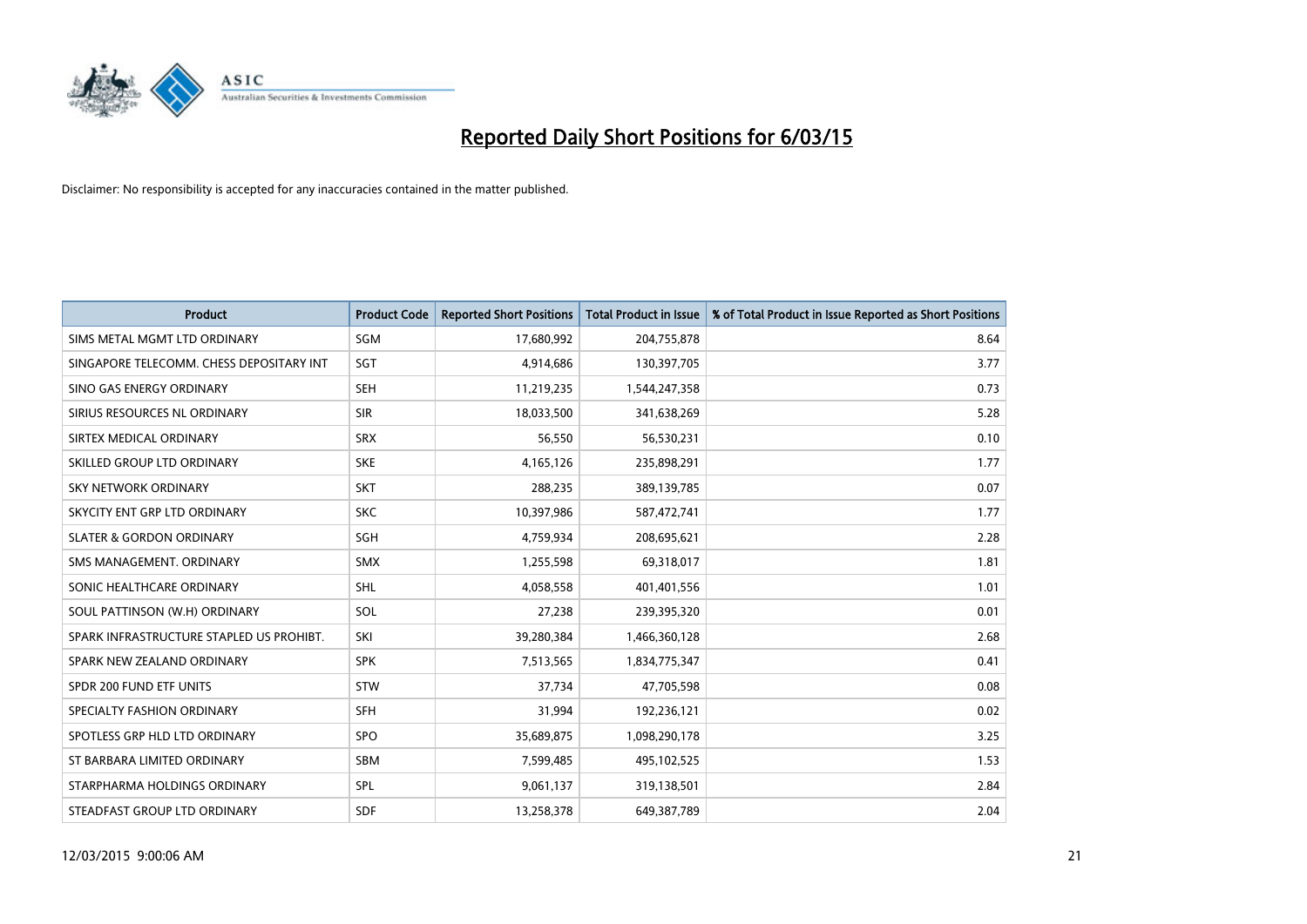# Reported Daily Short Positions for 6/03/15

Disclaimer: No responsibility is accepted for any inaccuracies contained in the matter published.

| Product | Product Code | Reported Short Positions | Total Product in Issue | % of Total Product in Issue Reported as Short Positions |
| --- | --- | --- | --- | --- |
| SIMS METAL MGMT LTD ORDINARY | SGM | 17,680,992 | 204,755,878 | 8.64 |
| SINGAPORE TELECOMM. CHESS DEPOSITARY INT | SGT | 4,914,686 | 130,397,705 | 3.77 |
| SINO GAS ENERGY ORDINARY | SEH | 11,219,235 | 1,544,247,358 | 0.73 |
| SIRIUS RESOURCES NL ORDINARY | SIR | 18,033,500 | 341,638,269 | 5.28 |
| SIRTEX MEDICAL ORDINARY | SRX | 56,550 | 56,530,231 | 0.10 |
| SKILLED GROUP LTD ORDINARY | SKE | 4,165,126 | 235,898,291 | 1.77 |
| SKY NETWORK ORDINARY | SKT | 288,235 | 389,139,785 | 0.07 |
| SKYCITY ENT GRP LTD ORDINARY | SKC | 10,397,986 | 587,472,741 | 1.77 |
| SLATER & GORDON ORDINARY | SGH | 4,759,934 | 208,695,621 | 2.28 |
| SMS MANAGEMENT. ORDINARY | SMX | 1,255,598 | 69,318,017 | 1.81 |
| SONIC HEALTHCARE ORDINARY | SHL | 4,058,558 | 401,401,556 | 1.01 |
| SOUL PATTINSON (W.H) ORDINARY | SOL | 27,238 | 239,395,320 | 0.01 |
| SPARK INFRASTRUCTURE STAPLED US PROHIBT. | SKI | 39,280,384 | 1,466,360,128 | 2.68 |
| SPARK NEW ZEALAND ORDINARY | SPK | 7,513,565 | 1,834,775,347 | 0.41 |
| SPDR 200 FUND ETF UNITS | STW | 37,734 | 47,705,598 | 0.08 |
| SPECIALTY FASHION ORDINARY | SFH | 31,994 | 192,236,121 | 0.02 |
| SPOTLESS GRP HLD LTD ORDINARY | SPO | 35,689,875 | 1,098,290,178 | 3.25 |
| ST BARBARA LIMITED ORDINARY | SBM | 7,599,485 | 495,102,525 | 1.53 |
| STARPHARMA HOLDINGS ORDINARY | SPL | 9,061,137 | 319,138,501 | 2.84 |
| STEADFAST GROUP LTD ORDINARY | SDF | 13,258,378 | 649,387,789 | 2.04 |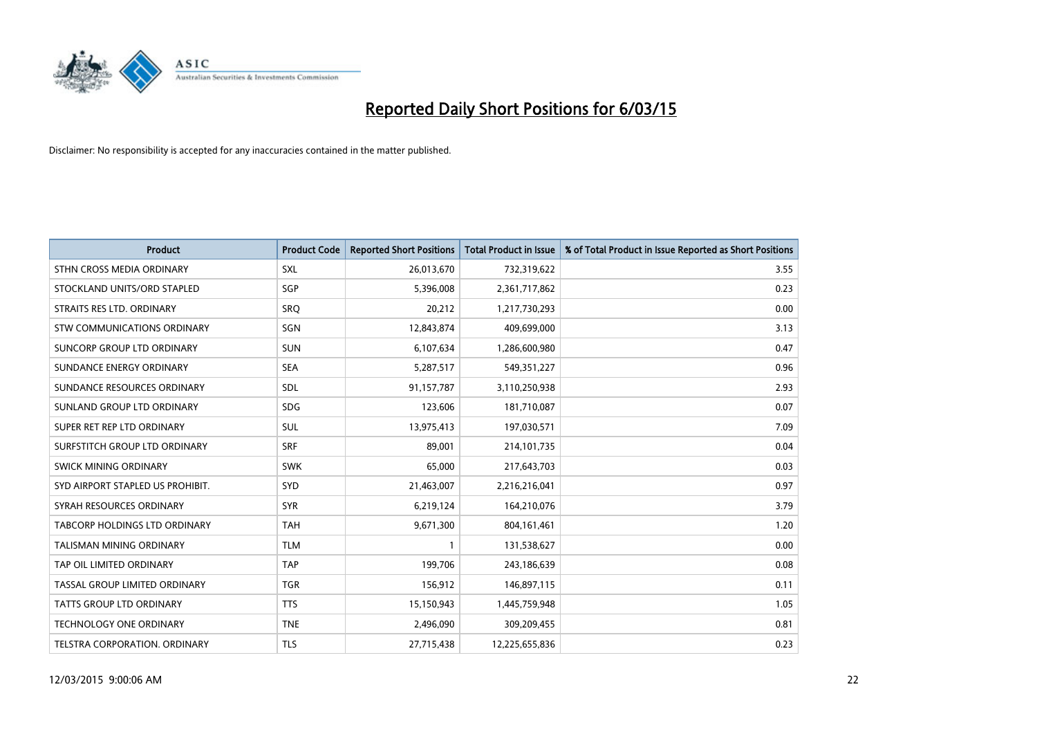# Reported Daily Short Positions for 6/03/15

Disclaimer: No responsibility is accepted for any inaccuracies contained in the matter published.

| Product | Product Code | Reported Short Positions | Total Product in Issue | % of Total Product in Issue Reported as Short Positions |
|---|---|---|---|---|
| STHN CROSS MEDIA ORDINARY | SXL | 26,013,670 | 732,319,622 | 3.55 |
| STOCKLAND UNITS/ORD STAPLED | SGP | 5,396,008 | 2,361,717,862 | 0.23 |
| STRAITS RES LTD. ORDINARY | SRQ | 20,212 | 1,217,730,293 | 0.00 |
| STW COMMUNICATIONS ORDINARY | SGN | 12,843,874 | 409,699,000 | 3.13 |
| SUNCORP GROUP LTD ORDINARY | SUN | 6,107,634 | 1,286,600,980 | 0.47 |
| SUNDANCE ENERGY ORDINARY | SEA | 5,287,517 | 549,351,227 | 0.96 |
| SUNDANCE RESOURCES ORDINARY | SDL | 91,157,787 | 3,110,250,938 | 2.93 |
| SUNLAND GROUP LTD ORDINARY | SDG | 123,606 | 181,710,087 | 0.07 |
| SUPER RET REP LTD ORDINARY | SUL | 13,975,413 | 197,030,571 | 7.09 |
| SURFSTITCH GROUP LTD ORDINARY | SRF | 89,001 | 214,101,735 | 0.04 |
| SWICK MINING ORDINARY | SWK | 65,000 | 217,643,703 | 0.03 |
| SYD AIRPORT STAPLED US PROHIBIT. | SYD | 21,463,007 | 2,216,216,041 | 0.97 |
| SYRAH RESOURCES ORDINARY | SYR | 6,219,124 | 164,210,076 | 3.79 |
| TABCORP HOLDINGS LTD ORDINARY | TAH | 9,671,300 | 804,161,461 | 1.20 |
| TALISMAN MINING ORDINARY | TLM | 1 | 131,538,627 | 0.00 |
| TAP OIL LIMITED ORDINARY | TAP | 199,706 | 243,186,639 | 0.08 |
| TASSAL GROUP LIMITED ORDINARY | TGR | 156,912 | 146,897,115 | 0.11 |
| TATTS GROUP LTD ORDINARY | TTS | 15,150,943 | 1,445,759,948 | 1.05 |
| TECHNOLOGY ONE ORDINARY | TNE | 2,496,090 | 309,209,455 | 0.81 |
| TELSTRA CORPORATION. ORDINARY | TLS | 27,715,438 | 12,225,655,836 | 0.23 |

12/03/2015 9:00:06 AM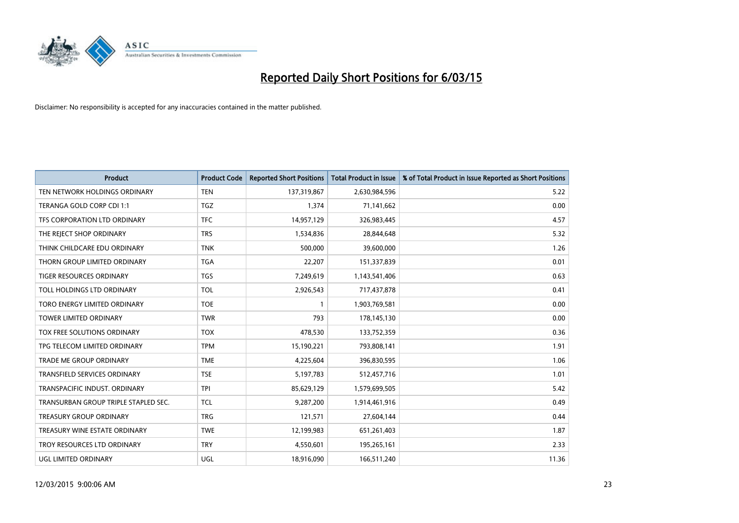# Reported Daily Short Positions for 6/03/15

Disclaimer: No responsibility is accepted for any inaccuracies contained in the matter published.

| Product | Product Code | Reported Short Positions | Total Product in Issue | % of Total Product in Issue Reported as Short Positions |
|---|---|---|---|---|
| TEN NETWORK HOLDINGS ORDINARY | TEN | 137,319,867 | 2,630,984,596 | 5.22 |
| TERANGA GOLD CORP CDI 1:1 | TGZ | 1,374 | 71,141,662 | 0.00 |
| TFS CORPORATION LTD ORDINARY | TFC | 14,957,129 | 326,983,445 | 4.57 |
| THE REJECT SHOP ORDINARY | TRS | 1,534,836 | 28,844,648 | 5.32 |
| THINK CHILDCARE EDU ORDINARY | TNK | 500,000 | 39,600,000 | 1.26 |
| THORN GROUP LIMITED ORDINARY | TGA | 22,207 | 151,337,839 | 0.01 |
| TIGER RESOURCES ORDINARY | TGS | 7,249,619 | 1,143,541,406 | 0.63 |
| TOLL HOLDINGS LTD ORDINARY | TOL | 2,926,543 | 717,437,878 | 0.41 |
| TORO ENERGY LIMITED ORDINARY | TOE | 1 | 1,903,769,581 | 0.00 |
| TOWER LIMITED ORDINARY | TWR | 793 | 178,145,130 | 0.00 |
| TOX FREE SOLUTIONS ORDINARY | TOX | 478,530 | 133,752,359 | 0.36 |
| TPG TELECOM LIMITED ORDINARY | TPM | 15,190,221 | 793,808,141 | 1.91 |
| TRADE ME GROUP ORDINARY | TME | 4,225,604 | 396,830,595 | 1.06 |
| TRANSFIELD SERVICES ORDINARY | TSE | 5,197,783 | 512,457,716 | 1.01 |
| TRANSPACIFIC INDUST. ORDINARY | TPI | 85,629,129 | 1,579,699,505 | 5.42 |
| TRANSURBAN GROUP TRIPLE STAPLED SEC. | TCL | 9,287,200 | 1,914,461,916 | 0.49 |
| TREASURY GROUP ORDINARY | TRG | 121,571 | 27,604,144 | 0.44 |
| TREASURY WINE ESTATE ORDINARY | TWE | 12,199,983 | 651,261,403 | 1.87 |
| TROY RESOURCES LTD ORDINARY | TRY | 4,550,601 | 195,265,161 | 2.33 |
| UGL LIMITED ORDINARY | UGL | 18,916,090 | 166,511,240 | 11.36 |

12/03/2015 9:00:06 AM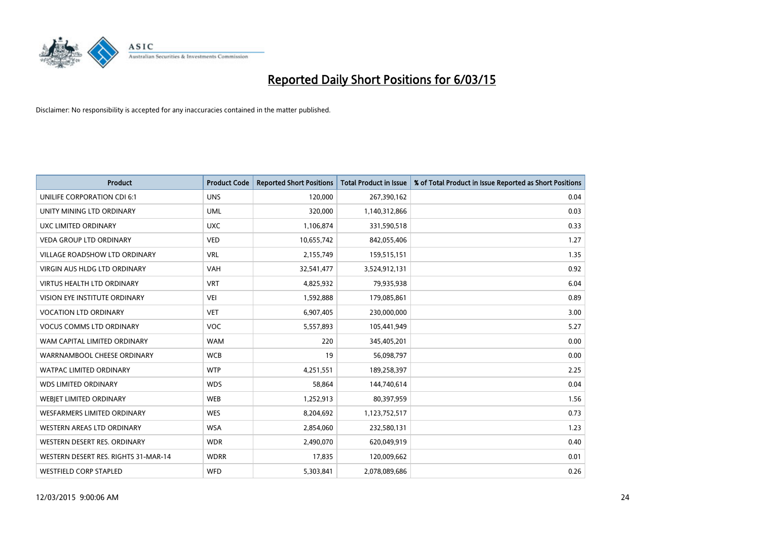# Reported Daily Short Positions for 6/03/15

Disclaimer: No responsibility is accepted for any inaccuracies contained in the matter published.

| Product | Product Code | Reported Short Positions | Total Product in Issue | % of Total Product in Issue Reported as Short Positions |
|---|---|---|---|---|
| UNILIFE CORPORATION CDI 6:1 | UNS | 120,000 | 267,390,162 | 0.04 |
| UNITY MINING LTD ORDINARY | UML | 320,000 | 1,140,312,866 | 0.03 |
| UXC LIMITED ORDINARY | UXC | 1,106,874 | 331,590,518 | 0.33 |
| VEDA GROUP LTD ORDINARY | VED | 10,655,742 | 842,055,406 | 1.27 |
| VILLAGE ROADSHOW LTD ORDINARY | VRL | 2,155,749 | 159,515,151 | 1.35 |
| VIRGIN AUS HLDG LTD ORDINARY | VAH | 32,541,477 | 3,524,912,131 | 0.92 |
| VIRTUS HEALTH LTD ORDINARY | VRT | 4,825,932 | 79,935,938 | 6.04 |
| VISION EYE INSTITUTE ORDINARY | VEI | 1,592,888 | 179,085,861 | 0.89 |
| VOCATION LTD ORDINARY | VET | 6,907,405 | 230,000,000 | 3.00 |
| VOCUS COMMS LTD ORDINARY | VOC | 5,557,893 | 105,441,949 | 5.27 |
| WAM CAPITAL LIMITED ORDINARY | WAM | 220 | 345,405,201 | 0.00 |
| WARRNAMBOOL CHEESE ORDINARY | WCB | 19 | 56,098,797 | 0.00 |
| WATPAC LIMITED ORDINARY | WTP | 4,251,551 | 189,258,397 | 2.25 |
| WDS LIMITED ORDINARY | WDS | 58,864 | 144,740,614 | 0.04 |
| WEBJET LIMITED ORDINARY | WEB | 1,252,913 | 80,397,959 | 1.56 |
| WESFARMERS LIMITED ORDINARY | WES | 8,204,692 | 1,123,752,517 | 0.73 |
| WESTERN AREAS LTD ORDINARY | WSA | 2,854,060 | 232,580,131 | 1.23 |
| WESTERN DESERT RES. ORDINARY | WDR | 2,490,070 | 620,049,919 | 0.40 |
| WESTERN DESERT RES. RIGHTS 31-MAR-14 | WDRR | 17,835 | 120,009,662 | 0.01 |
| WESTFIELD CORP STAPLED | WFD | 5,303,841 | 2,078,089,686 | 0.26 |

12/03/2015 9:00:06 AM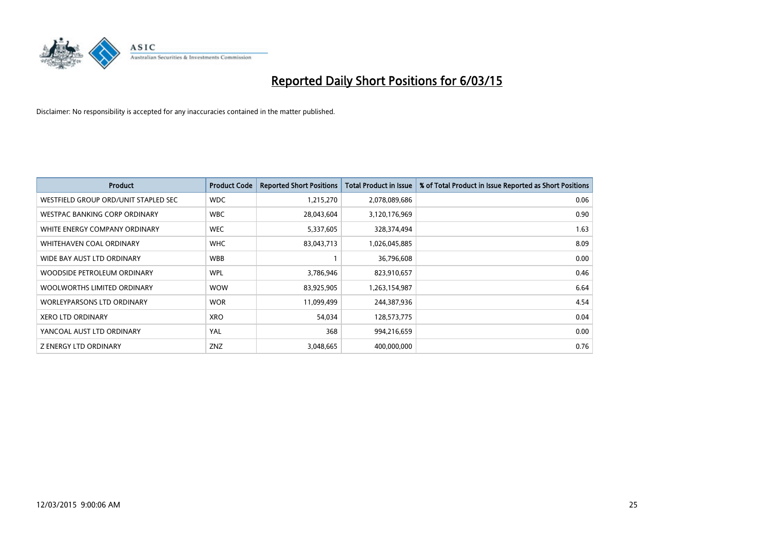# Reported Daily Short Positions for 6/03/15

Disclaimer: No responsibility is accepted for any inaccuracies contained in the matter published.

| Product | Product Code | Reported Short Positions | Total Product in Issue | % of Total Product in Issue Reported as Short Positions |
| --- | --- | --- | --- | --- |
| WESTFIELD GROUP ORD/UNIT STAPLED SEC | WDC | 1,215,270 | 2,078,089,686 | 0.06 |
| WESTPAC BANKING CORP ORDINARY | WBC | 28,043,604 | 3,120,176,969 | 0.90 |
| WHITE ENERGY COMPANY ORDINARY | WEC | 5,337,605 | 328,374,494 | 1.63 |
| WHITEHAVEN COAL ORDINARY | WHC | 83,043,713 | 1,026,045,885 | 8.09 |
| WIDE BAY AUST LTD ORDINARY | WBB | 1 | 36,796,608 | 0.00 |
| WOODSIDE PETROLEUM ORDINARY | WPL | 3,786,946 | 823,910,657 | 0.46 |
| WOOLWORTHS LIMITED ORDINARY | WOW | 83,925,905 | 1,263,154,987 | 6.64 |
| WORLEYPARSONS LTD ORDINARY | WOR | 11,099,499 | 244,387,936 | 4.54 |
| XERO LTD ORDINARY | XRO | 54,034 | 128,573,775 | 0.04 |
| YANCOAL AUST LTD ORDINARY | YAL | 368 | 994,216,659 | 0.00 |
| Z ENERGY LTD ORDINARY | ZNZ | 3,048,665 | 400,000,000 | 0.76 |